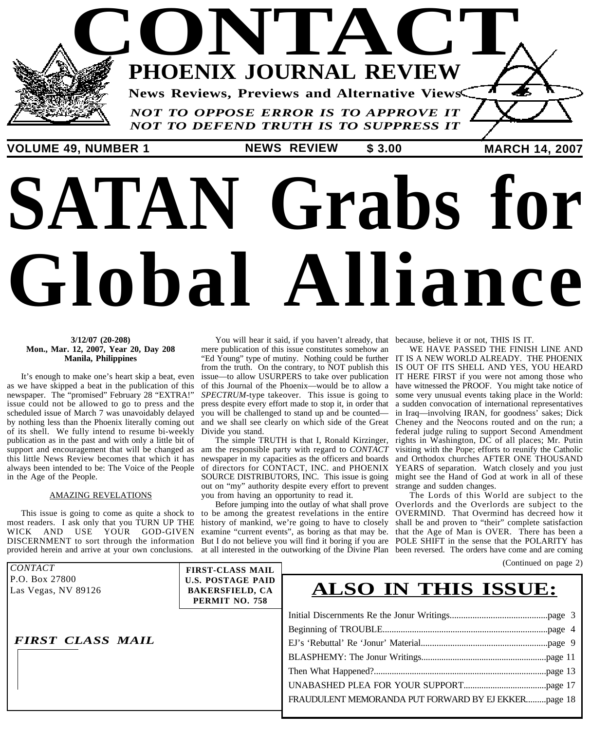# CONTACT

## PHOENIX JOURNAL REVIEW

**News Reviews, Previews and Alternative Views**

*NOT TO OPPOSE ERROR IS TO APPROVE IT*
*NOT TO DEFEND TRUTH IS TO SUPPRESS IT*

**VOLUME 49, NUMBER 1** | **NEWS REVIEW** | **$ 3.00** | **MARCH 14, 2007**

# SATAN Grabs for Global Alliance

**3/12/07 (20-208)**
**Mon., Mar. 12, 2007, Year 20, Day 208**
**Manila, Philippines**

It's enough to make one's heart skip a beat, even as we have skipped a beat in the publication of this newspaper. The "promised" February 28 "EXTRA!" issue could not be allowed to go to press and the scheduled issue of March 7 was unavoidably delayed by nothing less than the Phoenix literally coming out of its shell. We fully intend to resume bi-weekly publication as in the past and with only a little bit of support and encouragement that will be changed as this little News Review becomes that which it has always been intended to be: The Voice of the People in the Age of the People.

### AMAZING REVELATIONS

This issue is going to come as quite a shock to most readers. I ask only that you TURN UP THE WICK AND USE YOUR GOD-GIVEN DISCERNMENT to sort through the information provided herein and arrive at your own conclusions.

You will hear it said, if you haven't already, that mere publication of this issue constitutes somehow an "Ed Young" type of mutiny. Nothing could be further from the truth. On the contrary, to NOT publish this issue—to allow USURPERS to take over publication of this Journal of the Phoenix—would be to allow a *SPECTRUM*-type takeover. This issue is going to press despite every effort made to stop it, in order that you will be challenged to stand up and be counted—and we shall see clearly on which side of the Great Divide you stand.

The simple TRUTH is that I, Ronald Kirzinger, am the responsible party with regard to *CONTACT* newspaper in my capacities as the officers and boards of directors for CONTACT, INC. and PHOENIX SOURCE DISTRIBUTORS, INC. This issue is going out on "my" authority despite every effort to prevent you from having an opportunity to read it.

Before jumping into the outlay of what shall prove to be among the greatest revelations in the entire history of mankind, we're going to have to closely examine "current events", as boring as that may be. But I do not believe you will find it boring if you are at all interested in the outworking of the Divine Plan because, believe it or not, THIS IS IT.

WE HAVE PASSED THE FINISH LINE AND IT IS A NEW WORLD ALREADY. THE PHOENIX IS OUT OF ITS SHELL AND YES, YOU HEARD IT HERE FIRST if you were not among those who have witnessed the PROOF. You might take notice of some very unusual events taking place in the World: a sudden convocation of international representatives in Iraq—involving IRAN, for goodness' sakes; Dick Cheney and the Neocons routed and on the run; a federal judge ruling to support Second Amendment rights in Washington, DC of all places; Mr. Putin visiting with the Pope; efforts to reunify the Catholic and Orthodox churches AFTER ONE THOUSAND YEARS of separation. Watch closely and you just might see the Hand of God at work in all of these strange and sudden changes.

The Lords of this World are subject to the Overlords and the Overlords are subject to the OVERMIND. That Overmind has decreed how it shall be and proven to "their" complete satisfaction that the Age of Man is OVER. There has been a POLE SHIFT in the sense that the POLARITY has been reversed. The orders have come and are coming

(Continued on page 2)

*CONTACT*
P.O. Box 27800
Las Vegas, NV 89126

**FIRST-CLASS MAIL**
**U.S. POSTAGE PAID**
**BAKERSFIELD, CA**
**PERMIT NO. 758**

***FIRST CLASS MAIL***

## ALSO IN THIS ISSUE:

- Initial Discernments Re the Jonur Writings....page 3
- Beginning of TROUBLE....page 4
- EJ's 'Rebuttal' Re 'Jonur' Material....page 9
- BLASPHEMY: The Jonur Writings....page 11
- Then What Happened?....page 13
- UNABASHED PLEA FOR YOUR SUPPORT....page 17
- FRAUDULENT MEMORANDA PUT FORWARD BY EJ EKKER....page 18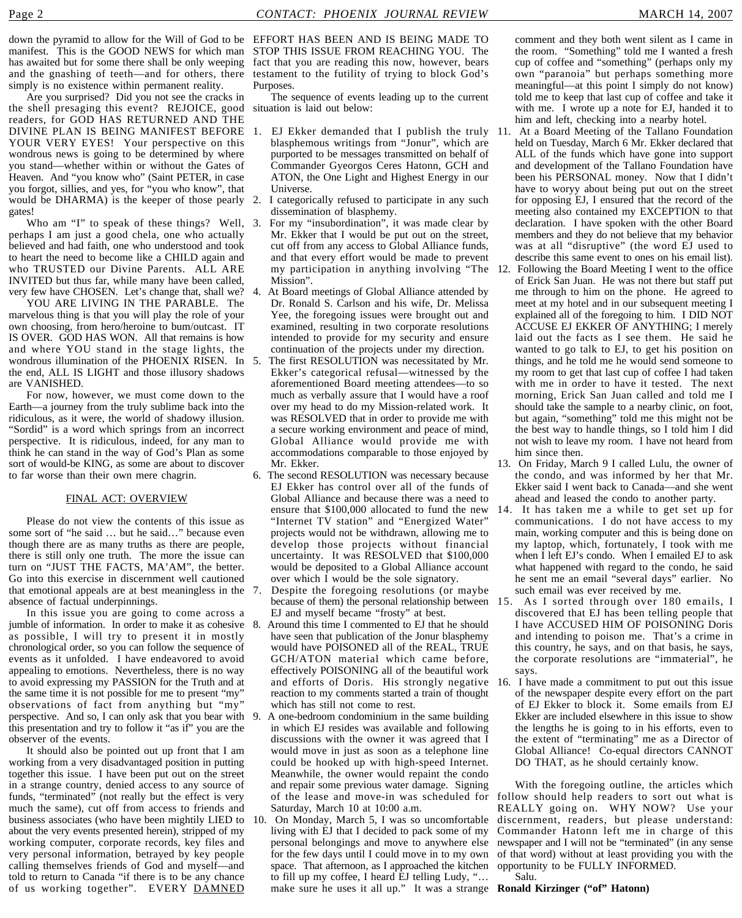down the pyramid to allow for the Will of God to be manifest. This is the GOOD NEWS for which man has awaited but for some there shall be only weeping and the gnashing of teeth—and for others, there simply is no existence within permanent reality.

Are you surprised? Did you not see the cracks in the shell presaging this event? REJOICE, good readers, for GOD HAS RETURNED AND THE DIVINE PLAN IS BEING MANIFEST BEFORE YOUR VERY EYES! Your perspective on this wondrous news is going to be determined by where you stand—whether within or without the Gates of Heaven. And "you know who" (Saint PETER, in case you forgot, sillies, and yes, for "you who know", that would be DHARMA) is the keeper of those pearly gates!

Who am "I" to speak of these things? Well, perhaps I am just a good chela, one who actually believed and had faith, one who understood and took to heart the need to become like a CHILD again and who TRUSTED our Divine Parents. ALL ARE INVITED but thus far, while many have been called, very few have CHOSEN. Let's change that, shall we?

YOU ARE LIVING IN THE PARABLE. The marvelous thing is that you will play the role of your own choosing, from hero/heroine to bum/outcast. IT IS OVER. GOD HAS WON. All that remains is how and where YOU stand in the stage lights, the wondrous illumination of the PHOENIX RISEN. In the end, ALL IS LIGHT and those illusory shadows are VANISHED.

For now, however, we must come down to the Earth—a journey from the truly sublime back into the ridiculous, as it were, the world of shadowy illusion. "Sordid" is a word which springs from an incorrect perspective. It is ridiculous, indeed, for any man to think he can stand in the way of God's Plan as some sort of would-be KING, as some are about to discover to far worse than their own mere chagrin.

## FINAL ACT: OVERVIEW

Please do not view the contents of this issue as some sort of "he said … but he said…" because even though there are as many truths as there are people, there is still only one truth. The more the issue can turn on "JUST THE FACTS, MA'AM", the better. Go into this exercise in discernment well cautioned that emotional appeals are at best meaningless in the absence of factual underpinnings.

In this issue you are going to come across a jumble of information. In order to make it as cohesive as possible, I will try to present it in mostly chronological order, so you can follow the sequence of events as it unfolded. I have endeavored to avoid appealing to emotions. Nevertheless, there is no way to avoid expressing my PASSION for the Truth and at the same time it is not possible for me to present "my" observations of fact from anything but "my" perspective. And so, I can only ask that you bear with this presentation and try to follow it "as if" you are the observer of the events.

It should also be pointed out up front that I am working from a very disadvantaged position in putting together this issue. I have been put out on the street in a strange country, denied access to any source of funds, "terminated" (not really but the effect is very much the same), cut off from access to friends and business associates (who have been mightily LIED to about the very events presented herein), stripped of my working computer, corporate records, key files and very personal information, betrayed by key people calling themselves friends of God and myself—and told to return to Canada "if there is to be any chance of us working together". EVERY <u>DAMNED</u> EFFORT HAS BEEN AND IS BEING MADE TO STOP THIS ISSUE FROM REACHING YOU. The fact that you are reading this now, however, bears testament to the futility of trying to block God's Purposes.

The sequence of events leading up to the current situation is laid out below:

1. EJ Ekker demanded that I publish the truly blasphemous writings from "Jonur", which are purported to be messages transmitted on behalf of Commander Gyeorgos Ceres Hatonn, GCH and ATON, the One Light and Highest Energy in our Universe.
2. I categorically refused to participate in any such dissemination of blasphemy.
3. For my "insubordination", it was made clear by Mr. Ekker that I would be put out on the street, cut off from any access to Global Alliance funds, and that every effort would be made to prevent my participation in anything involving "The Mission".
4. At Board meetings of Global Alliance attended by Dr. Ronald S. Carlson and his wife, Dr. Melissa Yee, the foregoing issues were brought out and examined, resulting in two corporate resolutions intended to provide for my security and ensure continuation of the projects under my direction.
5. The first RESOLUTION was necessitated by Mr. Ekker's categorical refusal—witnessed by the aforementioned Board meeting attendees—to so much as verbally assure that I would have a roof over my head to do my Mission-related work. It was RESOLVED that in order to provide me with a secure working environment and peace of mind, Global Alliance would provide me with accommodations comparable to those enjoyed by Mr. Ekker.
6. The second RESOLUTION was necessary because EJ Ekker has control over all of the funds of Global Alliance and because there was a need to ensure that $100,000 allocated to fund the new "Internet TV station" and "Energized Water" projects would not be withdrawn, allowing me to develop those projects without financial uncertainty. It was RESOLVED that $100,000 would be deposited to a Global Alliance account over which I would be the sole signatory.
7. Despite the foregoing resolutions (or maybe because of them) the personal relationship between EJ and myself became "frosty" at best.
8. Around this time I commented to EJ that he should have seen that publication of the Jonur blasphemy would have POISONED all of the REAL, TRUE GCH/ATON material which came before, effectively POISONING all of the beautiful work and efforts of Doris. His strongly negative reaction to my comments started a train of thought which has still not come to rest.
9. A one-bedroom condominium in the same building in which EJ resides was available and following discussions with the owner it was agreed that I would move in just as soon as a telephone line could be hooked up with high-speed Internet. Meanwhile, the owner would repaint the condo and repair some previous water damage. Signing of the lease and move-in was scheduled for Saturday, March 10 at 10:00 a.m.
10. On Monday, March 5, I was so uncomfortable living with EJ that I decided to pack some of my personal belongings and move to anywhere else for the few days until I could move in to my own space. That afternoon, as I approached the kitchen to fill up my coffee, I heard EJ telling Ludy, "… make sure he uses it all up." It was a strange comment and they both went silent as I came in the room. "Something" told me I wanted a fresh cup of coffee and "something" (perhaps only my own "paranoia" but perhaps something more meaningful—at this point I simply do not know) told me to keep that last cup of coffee and take it with me. I wrote up a note for EJ, handed it to him and left, checking into a nearby hotel.
11. At a Board Meeting of the Tallano Foundation held on Tuesday, March 6 Mr. Ekker declared that ALL of the funds which have gone into support and development of the Tallano Foundation have been his PERSONAL money. Now that I didn't have to woryy about being put out on the street for opposing EJ, I ensured that the record of the meeting also contained my EXCEPTION to that declaration. I have spoken with the other Board members and they do not believe that my behavior was at all "disruptive" (the word EJ used to describe this same event to ones on his email list).
12. Following the Board Meeting I went to the office of Erick San Juan. He was not there but staff put me through to him on the phone. He agreed to meet at my hotel and in our subsequent meeting I explained all of the foregoing to him. I DID NOT ACCUSE EJ EKKER OF ANYTHING; I merely laid out the facts as I see them. He said he wanted to go talk to EJ, to get his position on things, and he told me he would send someone to my room to get that last cup of coffee I had taken with me in order to have it tested. The next morning, Erick San Juan called and told me I should take the sample to a nearby clinic, on foot, but again, "something" told me this might not be the best way to handle things, so I told him I did not wish to leave my room. I have not heard from him since then.
13. On Friday, March 9 I called Lulu, the owner of the condo, and was informed by her that Mr. Ekker said I went back to Canada—and she went ahead and leased the condo to another party.
14. It has taken me a while to get set up for communications. I do not have access to my main, working computer and this is being done on my laptop, which, fortunately, I took with me when I left EJ's condo. When I emailed EJ to ask what happened with regard to the condo, he said he sent me an email "several days" earlier. No such email was ever received by me.
15. As I sorted through over 180 emails, I discovered that EJ has been telling people that I have ACCUSED HIM OF POISONING Doris and intending to poison me. That's a crime in this country, he says, and on that basis, he says, the corporate resolutions are "immaterial", he says.
16. I have made a commitment to put out this issue of the newspaper despite every effort on the part of EJ Ekker to block it. Some emails from EJ Ekker are included elsewhere in this issue to show the lengths he is going to in his efforts, even to the extent of "terminating" me as a Director of Global Alliance! Co-equal directors CANNOT DO THAT, as he should certainly know.

With the foregoing outline, the articles which follow should help readers to sort out what is REALLY going on. WHY NOW? Use your discernment, readers, but please understand: Commander Hatonn left me in charge of this newspaper and I will not be "terminated" (in any sense of that word) without at least providing you with the opportunity to be FULLY INFORMED.

Salu.

**Ronald Kirzinger ("of" Hatonn)**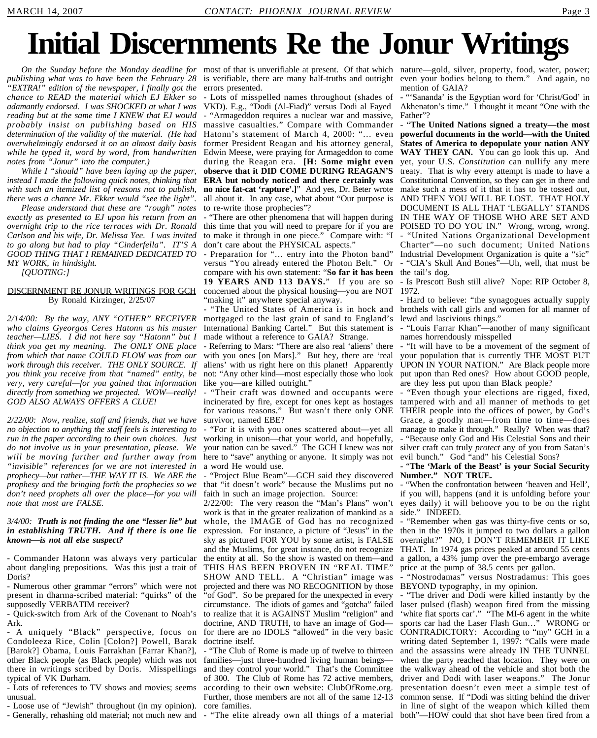# Initial Discernments Re the Jonur Writings

*On the Sunday before the Monday deadline for publishing what was to have been the February 28 "EXTRA!" edition of the newspaper, I finally got the chance to READ the material which EJ Ekker so adamantly endorsed. I was SHOCKED at what I was reading but at the same time I KNEW that EJ would probably insist on publishing based on HIS determination of the validity of the material. (He had overwhelmingly endorsed it on an almost daily basis while he typed it, word by word, from handwritten notes from "Jonur" into the computer.)*

*While I "should" have been laying up the paper, instead I made the following quick notes, thinking that with such an itemized list of reasons not to publish, there was a chance Mr. Ekker would "see the light".*

*Please understand that these are "rough" notes exactly as presented to EJ upon his return from an overnight trip to the rice terraces with Dr. Ronald Carlson and his wife, Dr. Melissa Yee. I was invited to go along but had to play "Cinderfella". IT'S A GOOD THING THAT I REMAINED DEDICATED TO MY WORK, in hindsight.*

*[QUOTING:]*

<u>DISCERNMENT RE JONUR WRITINGS FOR GCH</u>
By Ronald Kirzinger, 2/25/07

*2/14/00: By the way, ANY "OTHER" RECEIVER who claims Gyeorgos Ceres Hatonn as his master teacher—LIES. I did not here say "Hatonn" but I think you get my meaning. The ONLY ONE place from which that name COULD FLOW was from our work through this receiver. THE ONLY SOURCE. If you think you receive from that "named" entity, be very, very careful—for you gained that information directly from something we projected. WOW—really! GOD ALSO ALWAYS OFFERS A CLUE!*

*2/22/00: Now, realize, staff and friends, that we have no objection to anything the staff feels is interesting to run in the paper according to their own choices. Just do not involve us in your presentation, please. We will be moving further and further away from "invisible" references for we are not interested in prophecy—but rather—THE WAY IT IS. We ARE the prophesy and the bringing forth the prophecies so we don't need prophets all over the place—for you will note that most are FALSE.*

*3/4/00: **Truth is not finding the one "lesser lie" but in establishing TRUTH. And if there is one lie known—is not all else suspect?***

- Commander Hatonn was always very particular about dangling prepositions. Was this just a trait of Doris?
- Numerous other grammar "errors" which were not present in dharma-scribed material: "quirks" of the supposedly VERBATIM receiver?
- Quick-switch from Ark of the Covenant to Noah's Ark.
- A uniquely "Black" perspective, focus on Condoleeza Rice, Colin [Colon?] Powell, Barak [Barok?] Obama, Louis Farrakhan [Farrar Khan?], other Black people (as Black people) which was not there in writings scribed by Doris. Misspellings typical of VK Durham.
- Lots of references to TV shows and movies; seems unusual.
- Loose use of "Jewish" throughout (in my opinion).
- Generally, rehashing old material; not much new and most of that is unverifiable at present. Of that which is verifiable, there are many half-truths and outright errors presented.
- Lots of misspelled names throughout (shades of VKD). E.g., "Dodi (Al-Fiad)" versus Dodi al Fayed
- "Armageddon requires a nuclear war and massive, massive casualties." Compare with Commander Hatonn's statement of March 4, 2000: "… even former President Reagan and his attorney general, Edwin Meese, were praying for Armageddon to come during the Reagan era. **[H: Some might even observe that it DID COME DURING REAGAN'S ERA but nobody noticed and there certainly was no nice fat-cat 'rapture'.]**" And yes, Dr. Beter wrote all about it. In any case, what about "Our purpose is to re-write those prophecies"?
- "There are other phenomena that will happen during this time that you will need to prepare for if you are to make it through in one piece." Compare with: "I don't care about the PHYSICAL aspects."
- Preparation for "… entry into the Photon band" versus "You already entered the Photon Belt." Or compare with his own statement: "**So far it has been 19 YEARS AND 113 DAYS.**" If you are so concerned about the physical housing—you are NOT "making it" anywhere special anyway.
- "The United States of America is in hock and mortgaged to the last grain of sand to England's International Banking Cartel." But this statement is made without a reference to GAIA? Strange.
- Referring to Mars: "There are also real 'aliens' there with you ones [on Mars]." But hey, there are 'real aliens' with us right here on this planet! Apparently not: "Any other kind—most especially those who look like you—are killed outright."
- "Their craft was downed and occupants were incinerated by fire, except for ones kept as hostages for various reasons." But wasn't there only ONE survivor, named EBE?
- "For it is with you ones scattered about—yet all working in unison—that your world, and hopefully, your nation can be saved." The GCH I knew was not here to "save" anything or anyone. It simply was not a word He would use.
- "Project Blue Beam"—GCH said they discovered that "it doesn't work" because the Muslims put no faith in such an image projection. Source:

2/22/00: The very reason the "Man's Plans" won't work is that in the greater realization of mankind as a whole, the IMAGE of God has no recognized expression. For instance, a picture of "Jesus" in the sky as pictured FOR YOU by some artist, is FALSE and the Muslims, for great instance, do not recognize the entity at all. So the show is wasted on them—and THIS HAS BEEN PROVEN IN "REAL TIME" SHOW AND TELL. A "Christian" image was projected and there was NO RECOGNITION by those "of God". So be prepared for the unexpected in every circumstance. The idiots of games and "gotcha" failed to realize that it is AGAINST Muslim "religion" and doctrine, AND TRUTH, to have an image of God—for there are no IDOLS "allowed" in the very basic doctrine itself.

- "The Club of Rome is made up of twelve to thirteen families—just three-hundred living human beings—and they control your world." That's the Committee of 300. The Club of Rome has 72 active members, according to their own website: ClubOfRome.org. Further, those members are not all of the same 12-13 core families.
- "The elite already own all things of a material nature—gold, silver, property, food, water, power; even your bodies belong to them." And again, no mention of GAIA?
- "'Sananda' is the Egyptian word for 'Christ/God' in Akhenaton's time." I thought it meant "One with the Father"?
- "**The United Nations signed a treaty—the most powerful documents in the world—with the United States of America to depopulate your nation ANY WAY THEY CAN.** You can go look this up. And yet, your U.S. *Constitution* can nullify any mere treaty. That is why every attempt is made to have a Constitutional Convention, so they can get in there and make such a mess of it that it has to be tossed out, AND THEN YOU WILL BE LOST. THAT HOLY DOCUMENT IS ALL THAT 'LEGALLY' STANDS IN THE WAY OF THOSE WHO ARE SET AND POISED TO DO YOU IN." Wrong, wrong, wrong.
- "United Nations Organizational Development Charter"—no such document; United Nations Industrial Development Organization is quite a "sic"
- "CIA's Skull And Bones"—Uh, well, that must be the tail's dog.
- Is Prescott Bush still alive? Nope: RIP October 8, 1972.
- Hard to believe: "the synagogues actually supply brothels with call girls and women for all manner of lewd and lascivious things."
- "Louis Farrar Khan"—another of many significant names horrendously misspelled
- "It will have to be a movement of the segment of your population that is currently THE MOST PUT UPON IN YOUR NATION." Are Black people more put upon than Red ones? How about GOOD people, are they less put upon than Black people?
- "Even though your elections are rigged, fixed, tampered with and all manner of methods to get THEIR people into the offices of power, by God's Grace, a goodly man—from time to time—does manage to make it through." Really? When was that?
- "Because only God and His Celestial Sons and their silver craft can truly *protect* any of you from Satan's evil bunch." God "and" his Celestial Sons?
- "**The 'Mark of the Beast' is your Social Security Number.**" **NOT TRUE.**
- "When the confrontation between 'heaven and Hell', if you will, happens (and it is unfolding before your eyes daily) it will behoove you to be on the right side." INDEED.
- "Remember when gas was thirty-five cents or so, then in the 1970s it jumped to two dollars a gallon overnight?" NO, I DON'T REMEMBER IT LIKE THAT. In 1974 gas prices peaked at around 55 cents a gallon, a 43% jump over the pre-embargo average price at the pump of 38.5 cents per gallon.
- "Nostrodamas" versus Nostradamus: This goes BEYOND typography, in my opinion.
- "The driver and Dodi were killed instantly by the laser pulsed (flash) weapon fired from the missing 'white fiat sports car'." "The MI-6 agent in the white sports car had the Laser Flash Gun…" WRONG or CONTRADICTORY: According to "my" GCH in a writing dated September 1, 1997: "Calls were made and the assassins were already IN THE TUNNEL when the party reached that location. They were on the walkway ahead of the vehicle and shot both the driver and Dodi with laser weapons." The Jonur presentation doesn't even meet a simple test of common sense. If "Dodi was sitting behind the driver in line of sight of the weapon which killed them both"—HOW could that shot have been fired from a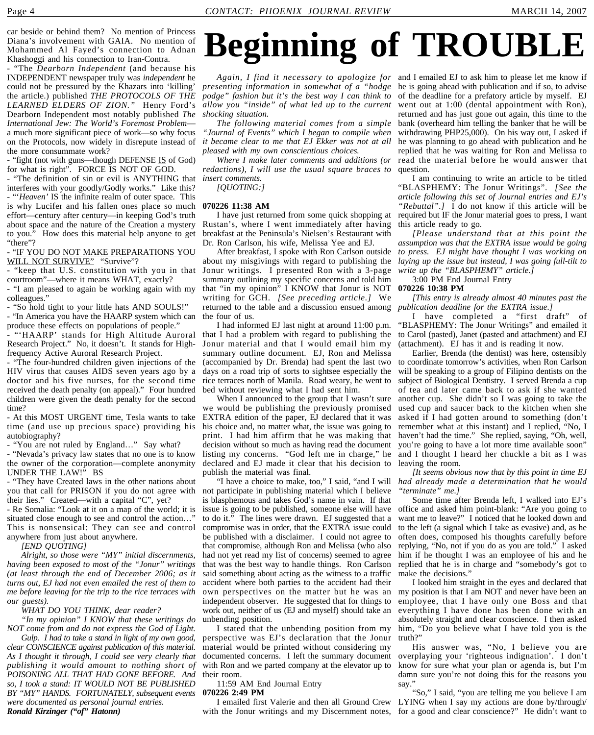car beside or behind them? No mention of Princess Diana's involvement with GAIA. No mention of Mohammed Al Fayed's connection to Adnan Khashoggi and his connection to Iran-Contra.

- "The *Dearborn Independent* (and because his INDEPENDENT newspaper truly was *independent* he could not be pressured by the Khazars into 'killing' the article.) published *THE PROTOCOLS OF THE LEARNED ELDERS OF ZION."* Henry Ford's Dearborn Independent most notably published *The International Jew: The World's Foremost Problem*—a much more significant piece of work—so why focus on the Protocols, now widely in disrepute instead of the more consummate work?
- "fight (not with guns—though DEFENSE IS of God) for what is right". FORCE IS NOT OF GOD.
- "The definition of sin or evil is ANYTHING that interferes with your goodly/Godly works." Like this?
- "'*Heaven'* IS the infinite realm of outer space. This is why Lucifer and his fallen ones place so much effort—century after century—in keeping God's truth about space and the nature of the Creation a mystery to you." How does this material help anyone to get "there"?
- "IF YOU DO NOT MAKE PREPARATIONS YOU WILL NOT SURVIVE" "Survive"?
- "keep that U.S. constitution with you in that courtroom"—where it means WHAT, exactly?
- "I am pleased to again be working again with my colleagues."
- "So hold tight to your little hats AND SOULS!"
- "In America you have the HAARP system which can produce these effects on populations of people."
- "'HAARP' stands for High Altitude Auroral Research Project." No, it doesn't. It stands for High-frequency Active Auroral Research Project.
- "The four-hundred children given injections of the HIV virus that causes AIDS seven years ago by a doctor and his five nurses, for the second time received the death penalty (on appeal)." Four hundred children were given the death penalty for the second time?
- At this MOST URGENT time, Tesla wants to take time (and use up precious space) providing his autobiography?
- "You are not ruled by England…" Say what?
- "Nevada's privacy law states that no one is to know the owner of the corporation—complete anonymity UNDER THE LAW!" BS
- "They have Created laws in the other nations about you that call for PRISON if you do not agree with their lies." Created—with a capital "C", yet?
- Re Somalia: "Look at it on a map of the world; it is situated close enough to see and control the action…" This is nonsensical: They can see and control anywhere from just about anywhere.

*[END QUOTING]*

*Alright, so those were "MY" initial discernments, having been exposed to most of the "Jonur" writings (at least through the end of December 2006; as it turns out, EJ had not even emailed the rest of them to me before leaving for the trip to the rice terraces with our guests).*

*WHAT DO YOU THINK, dear reader?*

*"In my opinion" I KNOW that these writings do NOT come from and do not express the God of Light.*

*Gulp. I had to take a stand in light of my own good, clear CONSCIENCE against publication of this material. As I thought it through, I could see very clearly that publishing it would amount to nothing short of POISONING ALL THAT HAD GONE BEFORE. And so, I took a stand: IT WOULD NOT BE PUBLISHED BY "MY" HANDS. FORTUNATELY, subsequent events were documented as personal journal entries.*

***Ronald Kirzinger ("of" Hatonn)***

# Beginning of TROUBLE

*Again, I find it necessary to apologize for presenting information in somewhat of a "hodge podge" fashion but it's the best way I can think to allow you "inside" of what led up to the current shocking situation.*

*The following material comes from a simple "Journal of Events" which I began to compile when it became clear to me that EJ Ekker was not at all pleased with my own conscientious choices.*

*Where I make later comments and additions (or redactions), I will use the usual square braces to insert comments.*

*[QUOTING:]*

**070226 11:38 AM**

I have just returned from some quick shopping at Rustan's, where I went immediately after having breakfast at the Peninsula's Nielsen's Restaurant with Dr. Ron Carlson, his wife, Melissa Yee and EJ.

After breakfast, I spoke with Ron Carlson outside about my misgivings with regard to publishing the Jonur writings. I presented Ron with a 3-page summary outlining my specific concerns and told him that "in my opinion" I KNOW that Jonur is NOT writing for GCH. *[See preceding article.]* We returned to the table and a discussion ensued among the four of us.

I had informed EJ last night at around 11:00 p.m. that I had a problem with regard to publishing the Jonur material and that I would email him my summary outline document. EJ, Ron and Melissa (accompanied by Dr. Brenda) had spent the last two days on a road trip of sorts to sightsee especially the rice terraces north of Manila. Road weary, he went to bed without reviewing what I had sent him.

When I announced to the group that I wasn't sure we would be publishing the previously promised EXTRA edition of the paper, EJ declared that it was his choice and, no matter what, the issue was going to print. I had him affirm that he was making that decision without so much as having read the document listing my concerns. "God left me in charge," he declared and EJ made it clear that his decision to publish the material was final.

"I have a choice to make, too," I said, "and I will not participate in publishing material which I believe is blasphemous and takes God's name in vain. If that issue is going to be published, someone else will have to do it." The lines were drawn. EJ suggested that a compromise was in order, that the EXTRA issue could be published with a disclaimer. I could not agree to that compromise, although Ron and Melissa (who also had not yet read my list of concerns) seemed to agree that was the best way to handle things. Ron Carlson said something about acting as the witness to a traffic accident where both parties to the accident had their own perspectives on the matter but he was an independent observer. He suggested that for things to work out, neither of us (EJ and myself) should take an unbending position.

I stated that the unbending position from my perspective was EJ's declaration that the Jonur material would be printed without considering my documented concerns. I left the summary document with Ron and we parted company at the elevator up to their room.

11:59 AM End Journal Entry

**070226 2:49 PM**

I emailed first Valerie and then all Ground Crew with the Jonur writings and my Discernment notes, and I emailed EJ to ask him to please let me know if he is going ahead with publication and if so, to advise of the deadline for a prefatory article by myself. EJ went out at 1:00 (dental appointment with Ron), returned and has just gone out again, this time to the bank (overheard him telling the banker that he will be withdrawing PHP25,000). On his way out, I asked if he was planning to go ahead with publication and he replied that he was waiting for Ron and Melissa to read the material before he would answer that question.

I am continuing to write an article to be titled "BLASPHEMY: The Jonur Writings". *[See the article following this set of Journal entries and EJ's "Rebuttal".]* I do not know if this article will be required but IF the Jonur material goes to press, I want this article ready to go.

*[Please understand that at this point the assumption was that the EXTRA issue would be going to press. EJ might have thought I was working on laying up the issue but instead, I was going full-tilt to write up the "BLASPHEMY" article.]*

3:00 PM End Journal Entry

**070226 10:38 PM**

*[This entry is already almost 40 minutes past the publication deadline for the EXTRA issue.]*

I have completed a "first draft" of "BLASPHEMY: The Jonur Writings" and emailed it to Carol (pasted), Janet (pasted and attachment) and EJ (attachment). EJ has it and is reading it now.

Earlier, Brenda (the dentist) was here, ostensibly to coordinate tomorrow's activities, when Ron Carlson will be speaking to a group of Filipino dentists on the subject of Biological Dentistry. I served Brenda a cup of tea and later came back to ask if she wanted another cup. She didn't so I was going to take the used cup and saucer back to the kitchen when she asked if I had gotten around to something (don't remember what at this instant) and I replied, "No, I haven't had the time." She replied, saying, "Oh, well, you're going to have a lot more time available soon" and I thought I heard her chuckle a bit as I was leaving the room.

*[It seems obvious now that by this point in time EJ had already made a determination that he would "terminate" me.]*

Some time after Brenda left, I walked into EJ's office and asked him point-blank: "Are you going to want me to leave?" I noticed that he looked down and to the left (a signal which I take as evasive) and, as he often does, composed his thoughts carefully before replying, "No, not if you do as you are told." I asked him if he thought I was an employee of his and he replied that he is in charge and "somebody's got to make the decisions."

I looked him straight in the eyes and declared that my position is that I am NOT and never have been an employee, that I have only one Boss and that everything I have done has been done with an absolutely straight and clear conscience. I then asked him, "Do you believe what I have told you is the truth?"

His answer was, "No, I believe you are overplaying your 'righteous indignation'. I don't know for sure what your plan or agenda is, but I'm damn sure you're not doing this for the reasons you say."

"So," I said, "you are telling me you believe I am LYING when I say my actions are done by/through/for a good and clear conscience?" He didn't want to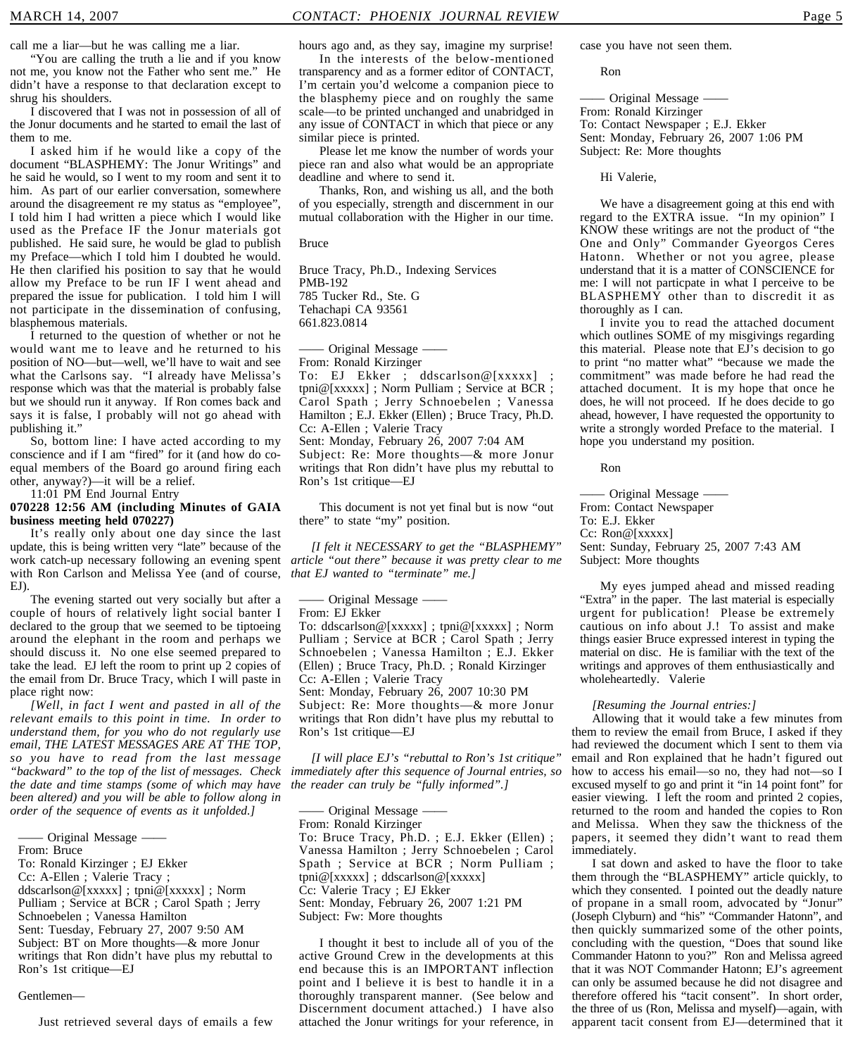call me a liar—but he was calling me a liar.

"You are calling the truth a lie and if you know not me, you know not the Father who sent me." He didn't have a response to that declaration except to shrug his shoulders.

I discovered that I was not in possession of all of the Jonur documents and he started to email the last of them to me.

I asked him if he would like a copy of the document "BLASPHEMY: The Jonur Writings" and he said he would, so I went to my room and sent it to him. As part of our earlier conversation, somewhere around the disagreement re my status as "employee", I told him I had written a piece which I would like used as the Preface IF the Jonur materials got published. He said sure, he would be glad to publish my Preface—which I told him I doubted he would. He then clarified his position to say that he would allow my Preface to be run IF I went ahead and prepared the issue for publication. I told him I will not participate in the dissemination of confusing, blasphemous materials.

I returned to the question of whether or not he would want me to leave and he returned to his position of NO—but—well, we'll have to wait and see what the Carlsons say. "I already have Melissa's response which was that the material is probably false but we should run it anyway. If Ron comes back and says it is false, I probably will not go ahead with publishing it."

So, bottom line: I have acted according to my conscience and if I am "fired" for it (and how do co-equal members of the Board go around firing each other, anyway?)—it will be a relief.

11:01 PM End Journal Entry

**070228 12:56 AM (including Minutes of GAIA business meeting held 070227)**

It's really only about one day since the last update, this is being written very "late" because of the work catch-up necessary following an evening spent with Ron Carlson and Melissa Yee (and of course, EJ).

The evening started out very socially but after a couple of hours of relatively light social banter I declared to the group that we seemed to be tiptoeing around the elephant in the room and perhaps we should discuss it. No one else seemed prepared to take the lead. EJ left the room to print up 2 copies of the email from Dr. Bruce Tracy, which I will paste in place right now:

*[Well, in fact I went and pasted in all of the relevant emails to this point in time. In order to understand them, for you who do not regularly use email, THE LATEST MESSAGES ARE AT THE TOP, so you have to read from the last message "backward" to the top of the list of messages. Check the date and time stamps (some of which may have been altered) and you will be able to follow along in order of the sequence of events as it unfolded.]*

—— Original Message ——
From: Bruce
To: Ronald Kirzinger ; EJ Ekker
Cc: A-Ellen ; Valerie Tracy ; ddscarlson@[xxxxx] ; tpni@[xxxxx] ; Norm Pulliam ; Service at BCR ; Carol Spath ; Jerry Schnoebelen ; Vanessa Hamilton
Sent: Tuesday, February 27, 2007 9:50 AM
Subject: BT on More thoughts—& more Jonur writings that Ron didn't have plus my rebuttal to Ron's 1st critique—EJ

Gentlemen—

Just retrieved several days of emails a few hours ago and, as they say, imagine my surprise!

In the interests of the below-mentioned transparency and as a former editor of CONTACT, I'm certain you'd welcome a companion piece to the blasphemy piece and on roughly the same scale—to be printed unchanged and unabridged in any issue of CONTACT in which that piece or any similar piece is printed.

Please let me know the number of words your piece ran and also what would be an appropriate deadline and where to send it.

Thanks, Ron, and wishing us all, and the both of you especially, strength and discernment in our mutual collaboration with the Higher in our time.

Bruce

Bruce Tracy, Ph.D., Indexing Services
PMB-192
785 Tucker Rd., Ste. G
Tehachapi CA 93561
661.823.0814

—— Original Message ——
From: Ronald Kirzinger
To: EJ Ekker ; ddscarlson@[xxxxx] ; tpni@[xxxxx] ; Norm Pulliam ; Service at BCR ; Carol Spath ; Jerry Schnoebelen ; Vanessa Hamilton ; E.J. Ekker (Ellen) ; Bruce Tracy, Ph.D.
Cc: A-Ellen ; Valerie Tracy
Sent: Monday, February 26, 2007 7:04 AM
Subject: Re: More thoughts—& more Jonur writings that Ron didn't have plus my rebuttal to Ron's 1st critique—EJ

This document is not yet final but is now "out there" to state "my" position.

*[I felt it NECESSARY to get the "BLASPHEMY" article "out there" because it was pretty clear to me that EJ wanted to "terminate" me.]*

—— Original Message ——
From: EJ Ekker
To: ddscarlson@[xxxxx] ; tpni@[xxxxx] ; Norm Pulliam ; Service at BCR ; Carol Spath ; Jerry Schnoebelen ; Vanessa Hamilton ; E.J. Ekker (Ellen) ; Bruce Tracy, Ph.D. ; Ronald Kirzinger
Cc: A-Ellen ; Valerie Tracy
Sent: Monday, February 26, 2007 10:30 PM
Subject: Re: More thoughts—& more Jonur writings that Ron didn't have plus my rebuttal to Ron's 1st critique—EJ

*[I will place EJ's "rebuttal to Ron's 1st critique" immediately after this sequence of Journal entries, so the reader can truly be "fully informed".]*

—— Original Message ——
From: Ronald Kirzinger
To: Bruce Tracy, Ph.D. ; E.J. Ekker (Ellen) ; Vanessa Hamilton ; Jerry Schnoebelen ; Carol Spath ; Service at BCR ; Norm Pulliam ; tpni@[xxxxx] ; ddscarlson@[xxxxx]
Cc: Valerie Tracy ; EJ Ekker
Sent: Monday, February 26, 2007 1:21 PM
Subject: Fw: More thoughts

I thought it best to include all of you of the active Ground Crew in the developments at this end because this is an IMPORTANT inflection point and I believe it is best to handle it in a thoroughly transparent manner. (See below and Discernment document attached.) I have also attached the Jonur writings for your reference, in case you have not seen them.

Ron

—— Original Message ——
From: Ronald Kirzinger
To: Contact Newspaper ; E.J. Ekker
Sent: Monday, February 26, 2007 1:06 PM
Subject: Re: More thoughts

Hi Valerie,

We have a disagreement going at this end with regard to the EXTRA issue. "In my opinion" I KNOW these writings are not the product of "the One and Only" Commander Gyeorgos Ceres Hatonn. Whether or not you agree, please understand that it is a matter of CONSCIENCE for me: I will not particpate in what I perceive to be BLASPHEMY other than to discredit it as thoroughly as I can.

I invite you to read the attached document which outlines SOME of my misgivings regarding this material. Please note that EJ's decision to go to print "no matter what" "because we made the commitment" was made before he had read the attached document. It is my hope that once he does, he will not proceed. If he does decide to go ahead, however, I have requested the opportunity to write a strongly worded Preface to the material. I hope you understand my position.

Ron

—— Original Message ——
From: Contact Newspaper
To: E.J. Ekker
Cc: Ron@[xxxxx]
Sent: Sunday, February 25, 2007 7:43 AM
Subject: More thoughts

My eyes jumped ahead and missed reading "Extra" in the paper. The last material is especially urgent for publication! Please be extremely cautious on info about J.! To assist and make things easier Bruce expressed interest in typing the material on disc. He is familiar with the text of the writings and approves of them enthusiastically and wholeheartedly. Valerie

*[Resuming the Journal entries:]*

Allowing that it would take a few minutes from them to review the email from Bruce, I asked if they had reviewed the document which I sent to them via email and Ron explained that he hadn't figured out how to access his email—so no, they had not—so I excused myself to go and print it "in 14 point font" for easier viewing. I left the room and printed 2 copies, returned to the room and handed the copies to Ron and Melissa. When they saw the thickness of the papers, it seemed they didn't want to read them immediately.

I sat down and asked to have the floor to take them through the "BLASPHEMY" article quickly, to which they consented. I pointed out the deadly nature of propane in a small room, advocated by "Jonur" (Joseph Clyburn) and "his" "Commander Hatonn", and then quickly summarized some of the other points, concluding with the question, "Does that sound like Commander Hatonn to you?" Ron and Melissa agreed that it was NOT Commander Hatonn; EJ's agreement can only be assumed because he did not disagree and therefore offered his "tacit consent". In short order, the three of us (Ron, Melissa and myself)—again, with apparent tacit consent from EJ—determined that it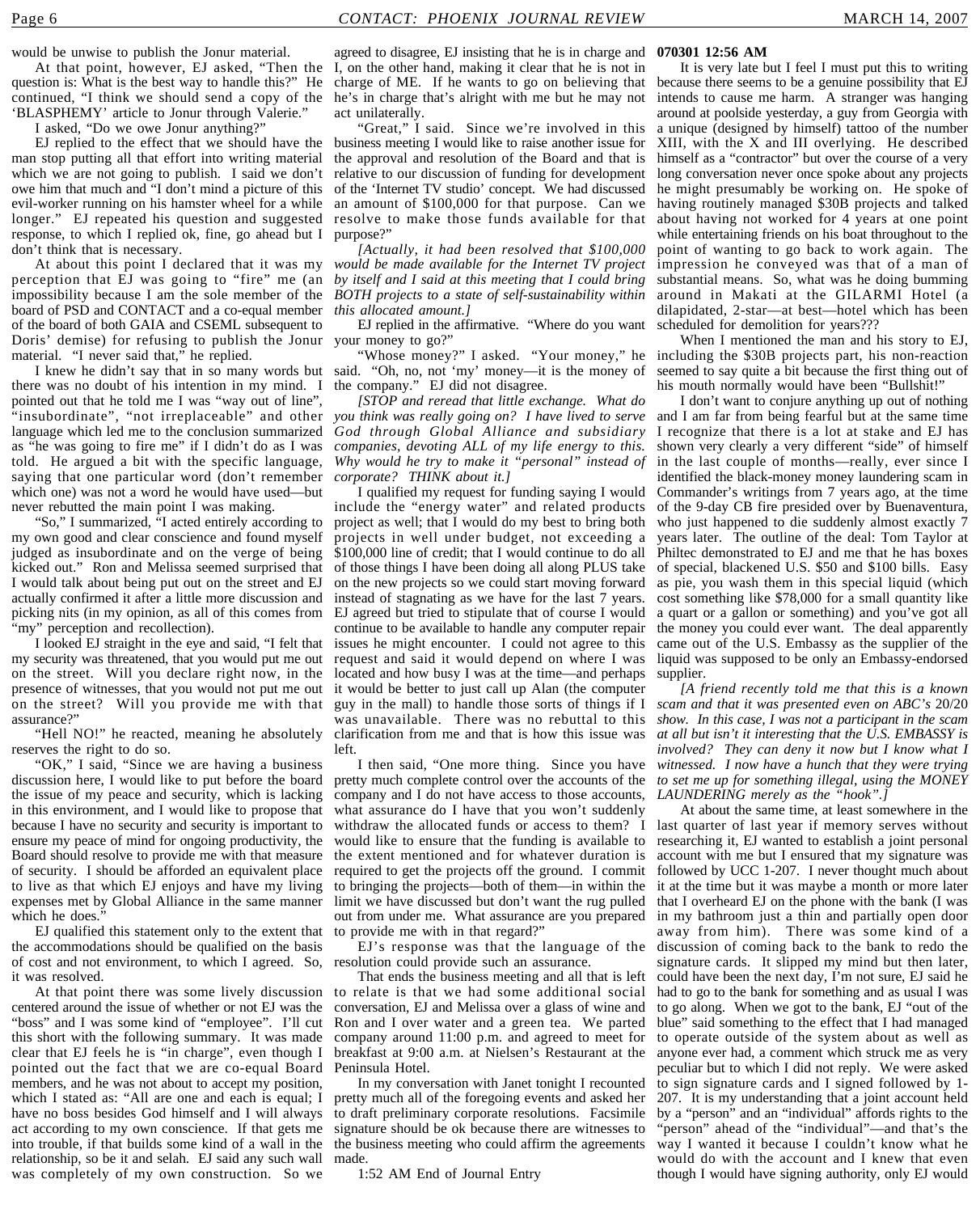would be unwise to publish the Jonur material.

At that point, however, EJ asked, "Then the question is: What is the best way to handle this?" He continued, "I think we should send a copy of the 'BLASPHEMY' article to Jonur through Valerie."

I asked, "Do we owe Jonur anything?"

EJ replied to the effect that we should have the man stop putting all that effort into writing material which we are not going to publish. I said we don't owe him that much and "I don't mind a picture of this evil-worker running on his hamster wheel for a while longer." EJ repeated his question and suggested response, to which I replied ok, fine, go ahead but I don't think that is necessary.

At about this point I declared that it was my perception that EJ was going to "fire" me (an impossibility because I am the sole member of the board of PSD and CONTACT and a co-equal member of the board of both GAIA and CSEML subsequent to Doris' demise) for refusing to publish the Jonur material. "I never said that," he replied.

I knew he didn't say that in so many words but there was no doubt of his intention in my mind. I pointed out that he told me I was "way out of line", "insubordinate", "not irreplaceable" and other language which led me to the conclusion summarized as "he was going to fire me" if I didn't do as I was told. He argued a bit with the specific language, saying that one particular word (don't remember which one) was not a word he would have used—but never rebutted the main point I was making.

"So," I summarized, "I acted entirely according to my own good and clear conscience and found myself judged as insubordinate and on the verge of being kicked out." Ron and Melissa seemed surprised that I would talk about being put out on the street and EJ actually confirmed it after a little more discussion and picking nits (in my opinion, as all of this comes from "my" perception and recollection).

I looked EJ straight in the eye and said, "I felt that my security was threatened, that you would put me out on the street. Will you declare right now, in the presence of witnesses, that you would not put me out on the street? Will you provide me with that assurance?"

"Hell NO!" he reacted, meaning he absolutely reserves the right to do so.

"OK," I said, "Since we are having a business discussion here, I would like to put before the board the issue of my peace and security, which is lacking in this environment, and I would like to propose that because I have no security and security is important to ensure my peace of mind for ongoing productivity, the Board should resolve to provide me with that measure of security. I should be afforded an equivalent place to live as that which EJ enjoys and have my living expenses met by Global Alliance in the same manner which he does."

EJ qualified this statement only to the extent that the accommodations should be qualified on the basis of cost and not environment, to which I agreed. So, it was resolved.

At that point there was some lively discussion centered around the issue of whether or not EJ was the "boss" and I was some kind of "employee". I'll cut this short with the following summary. It was made clear that EJ feels he is "in charge", even though I pointed out the fact that we are co-equal Board members, and he was not about to accept my position, which I stated as: "All are one and each is equal; I have no boss besides God himself and I will always act according to my own conscience. If that gets me into trouble, if that builds some kind of a wall in the relationship, so be it and selah. EJ said any such wall was completely of my own construction. So we agreed to disagree, EJ insisting that he is in charge and I, on the other hand, making it clear that he is not in charge of ME. If he wants to go on believing that he's in charge that's alright with me but he may not act unilaterally.

"Great," I said. Since we're involved in this business meeting I would like to raise another issue for the approval and resolution of the Board and that is relative to our discussion of funding for development of the 'Internet TV studio' concept. We had discussed an amount of $100,000 for that purpose. Can we resolve to make those funds available for that purpose?"

*[Actually, it had been resolved that $100,000 would be made available for the Internet TV project by itself and I said at this meeting that I could bring BOTH projects to a state of self-sustainability within this allocated amount.]*

EJ replied in the affirmative. "Where do you want your money to go?"

"Whose money?" I asked. "Your money," he said. "Oh, no, not 'my' money—it is the money of the company." EJ did not disagree.

*[STOP and reread that little exchange. What do you think was really going on? I have lived to serve God through Global Alliance and subsidiary companies, devoting ALL of my life energy to this. Why would he try to make it "personal" instead of corporate? THINK about it.]*

I qualified my request for funding saying I would include the "energy water" and related products project as well; that I would do my best to bring both projects in well under budget, not exceeding a $100,000 line of credit; that I would continue to do all of those things I have been doing all along PLUS take on the new projects so we could start moving forward instead of stagnating as we have for the last 7 years. EJ agreed but tried to stipulate that of course I would continue to be available to handle any computer repair issues he might encounter. I could not agree to this request and said it would depend on where I was located and how busy I was at the time—and perhaps it would be better to just call up Alan (the computer guy in the mall) to handle those sorts of things if I was unavailable. There was no rebuttal to this clarification from me and that is how this issue was left.

I then said, "One more thing. Since you have pretty much complete control over the accounts of the company and I do not have access to those accounts, what assurance do I have that you won't suddenly withdraw the allocated funds or access to them? I would like to ensure that the funding is available to the extent mentioned and for whatever duration is required to get the projects off the ground. I commit to bringing the projects—both of them—in within the limit we have discussed but don't want the rug pulled out from under me. What assurance are you prepared to provide me with in that regard?"

EJ's response was that the language of the resolution could provide such an assurance.

That ends the business meeting and all that is left to relate is that we had some additional social conversation, EJ and Melissa over a glass of wine and Ron and I over water and a green tea. We parted company around 11:00 p.m. and agreed to meet for breakfast at 9:00 a.m. at Nielsen's Restaurant at the Peninsula Hotel.

In my conversation with Janet tonight I recounted pretty much all of the foregoing events and asked her to draft preliminary corporate resolutions. Facsimile signature should be ok because there are witnesses to the business meeting who could affirm the agreements made.

1:52 AM End of Journal Entry

**070301 12:56 AM**

It is very late but I feel I must put this to writing because there seems to be a genuine possibility that EJ intends to cause me harm. A stranger was hanging around at poolside yesterday, a guy from Georgia with a unique (designed by himself) tattoo of the number XIII, with the X and III overlying. He described himself as a "contractor" but over the course of a very long conversation never once spoke about any projects he might presumably be working on. He spoke of having routinely managed $30B projects and talked about having not worked for 4 years at one point while entertaining friends on his boat throughout to the point of wanting to go back to work again. The impression he conveyed was that of a man of substantial means. So, what was he doing bumming around in Makati at the GILARMI Hotel (a dilapidated, 2-star—at best—hotel which has been scheduled for demolition for years???

When I mentioned the man and his story to EJ, including the $30B projects part, his non-reaction seemed to say quite a bit because the first thing out of his mouth normally would have been "Bullshit!"

I don't want to conjure anything up out of nothing and I am far from being fearful but at the same time I recognize that there is a lot at stake and EJ has shown very clearly a very different "side" of himself in the last couple of months—really, ever since I identified the black-money money laundering scam in Commander's writings from 7 years ago, at the time of the 9-day CB fire presided over by Buenaventura, who just happened to die suddenly almost exactly 7 years later. The outline of the deal: Tom Taylor at Philtec demonstrated to EJ and me that he has boxes of special, blackened U.S. $50 and $100 bills. Easy as pie, you wash them in this special liquid (which cost something like $78,000 for a small quantity like a quart or a gallon or something) and you've got all the money you could ever want. The deal apparently came out of the U.S. Embassy as the supplier of the liquid was supposed to be only an Embassy-endorsed supplier.

*[A friend recently told me that this is a known scam and that it was presented even on ABC's* 20/20 *show. In this case, I was not a participant in the scam at all but isn't it interesting that the U.S. EMBASSY is involved? They can deny it now but I know what I witnessed. I now have a hunch that they were trying to set me up for something illegal, using the MONEY LAUNDERING merely as the "hook".]*

At about the same time, at least somewhere in the last quarter of last year if memory serves without researching it, EJ wanted to establish a joint personal account with me but I ensured that my signature was followed by UCC 1-207. I never thought much about it at the time but it was maybe a month or more later that I overheard EJ on the phone with the bank (I was in my bathroom just a thin and partially open door away from him). There was some kind of a discussion of coming back to the bank to redo the signature cards. It slipped my mind but then later, could have been the next day, I'm not sure, EJ said he had to go to the bank for something and as usual I was to go along. When we got to the bank, EJ "out of the blue" said something to the effect that I had managed to operate outside of the system about as well as anyone ever had, a comment which struck me as very peculiar but to which I did not reply. We were asked to sign signature cards and I signed followed by 1-207. It is my understanding that a joint account held by a "person" and an "individual" affords rights to the "person" ahead of the "individual"—and that's the way I wanted it because I couldn't know what he would do with the account and I knew that even though I would have signing authority, only EJ would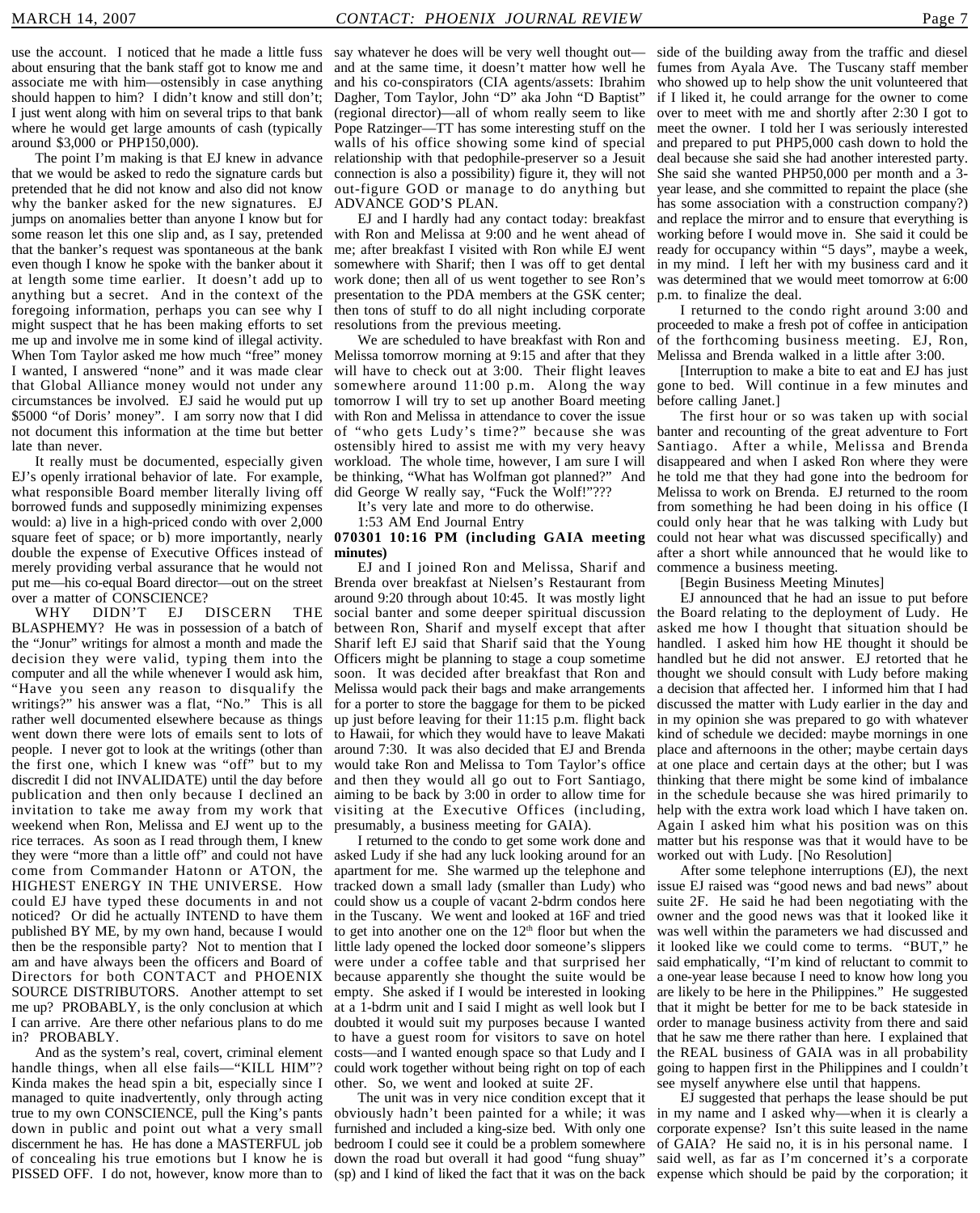use the account. I noticed that he made a little fuss about ensuring that the bank staff got to know me and associate me with him—ostensibly in case anything should happen to him? I didn't know and still don't; I just went along with him on several trips to that bank where he would get large amounts of cash (typically around $3,000 or PHP150,000).

The point I'm making is that EJ knew in advance that we would be asked to redo the signature cards but pretended that he did not know and also did not know why the banker asked for the new signatures. EJ jumps on anomalies better than anyone I know but for some reason let this one slip and, as I say, pretended that the banker's request was spontaneous at the bank even though I know he spoke with the banker about it at length some time earlier. It doesn't add up to anything but a secret. And in the context of the foregoing information, perhaps you can see why I might suspect that he has been making efforts to set me up and involve me in some kind of illegal activity. When Tom Taylor asked me how much "free" money I wanted, I answered "none" and it was made clear that Global Alliance money would not under any circumstances be involved. EJ said he would put up $5000 "of Doris' money". I am sorry now that I did not document this information at the time but better late than never.

It really must be documented, especially given EJ's openly irrational behavior of late. For example, what responsible Board member literally living off borrowed funds and supposedly minimizing expenses would: a) live in a high-priced condo with over 2,000 square feet of space; or b) more importantly, nearly double the expense of Executive Offices instead of merely providing verbal assurance that he would not put me—his co-equal Board director—out on the street over a matter of CONSCIENCE?

WHY DIDN'T EJ DISCERN THE BLASPHEMY? He was in possession of a batch of the "Jonur" writings for almost a month and made the decision they were valid, typing them into the computer and all the while whenever I would ask him, "Have you seen any reason to disqualify the writings?" his answer was a flat, "No." This is all rather well documented elsewhere because as things went down there were lots of emails sent to lots of people. I never got to look at the writings (other than the first one, which I knew was "off" but to my discredit I did not INVALIDATE) until the day before publication and then only because I declined an invitation to take me away from my work that weekend when Ron, Melissa and EJ went up to the rice terraces. As soon as I read through them, I knew they were "more than a little off" and could not have come from Commander Hatonn or ATON, the HIGHEST ENERGY IN THE UNIVERSE. How could EJ have typed these documents in and not noticed? Or did he actually INTEND to have them published BY ME, by my own hand, because I would then be the responsible party? Not to mention that I am and have always been the officers and Board of Directors for both CONTACT and PHOENIX SOURCE DISTRIBUTORS. Another attempt to set me up? PROBABLY, is the only conclusion at which I can arrive. Are there other nefarious plans to do me in? PROBABLY.

And as the system's real, covert, criminal element handle things, when all else fails—"KILL HIM"? Kinda makes the head spin a bit, especially since I managed to quite inadvertently, only through acting true to my own CONSCIENCE, pull the King's pants down in public and point out what a very small discernment he has. He has done a MASTERFUL job of concealing his true emotions but I know he is PISSED OFF. I do not, however, know more than to say whatever he does will be very well thought out—and at the same time, it doesn't matter how well he and his co-conspirators (CIA agents/assets: Ibrahim Dagher, Tom Taylor, John "D" aka John "D Baptist" (regional director)—all of whom really seem to like Pope Ratzinger—TT has some interesting stuff on the walls of his office showing some kind of special relationship with that pedophile-preserver so a Jesuit connection is also a possibility) figure it, they will not out-figure GOD or manage to do anything but ADVANCE GOD'S PLAN.

EJ and I hardly had any contact today: breakfast with Ron and Melissa at 9:00 and he went ahead of me; after breakfast I visited with Ron while EJ went somewhere with Sharif; then I was off to get dental work done; then all of us went together to see Ron's presentation to the PDA members at the GSK center; then tons of stuff to do all night including corporate resolutions from the previous meeting.

We are scheduled to have breakfast with Ron and Melissa tomorrow morning at 9:15 and after that they will have to check out at 3:00. Their flight leaves somewhere around 11:00 p.m. Along the way tomorrow I will try to set up another Board meeting with Ron and Melissa in attendance to cover the issue of "who gets Ludy's time?" because she was ostensibly hired to assist me with my very heavy workload. The whole time, however, I am sure I will be thinking, "What has Wolfman got planned?" And did George W really say, "Fuck the Wolf!"???

It's very late and more to do otherwise.

1:53 AM End Journal Entry

**070301 10:16 PM (including GAIA meeting minutes)**

EJ and I joined Ron and Melissa, Sharif and Brenda over breakfast at Nielsen's Restaurant from around 9:20 through about 10:45. It was mostly light social banter and some deeper spiritual discussion between Ron, Sharif and myself except that after Sharif left EJ said that Sharif said that the Young Officers might be planning to stage a coup sometime soon. It was decided after breakfast that Ron and Melissa would pack their bags and make arrangements for a porter to store the baggage for them to be picked up just before leaving for their 11:15 p.m. flight back to Hawaii, for which they would have to leave Makati around 7:30. It was also decided that EJ and Brenda would take Ron and Melissa to Tom Taylor's office and then they would all go out to Fort Santiago, aiming to be back by 3:00 in order to allow time for visiting at the Executive Offices (including, presumably, a business meeting for GAIA).

I returned to the condo to get some work done and asked Ludy if she had any luck looking around for an apartment for me. She warmed up the telephone and tracked down a small lady (smaller than Ludy) who could show us a couple of vacant 2-bdrm condos here in the Tuscany. We went and looked at 16F and tried to get into another one on the 12th floor but when the little lady opened the locked door someone's slippers were under a coffee table and that surprised her because apparently she thought the suite would be empty. She asked if I would be interested in looking at a 1-bdrm unit and I said I might as well look but I doubted it would suit my purposes because I wanted to have a guest room for visitors to save on hotel costs—and I wanted enough space so that Ludy and I could work together without being right on top of each other. So, we went and looked at suite 2F.

The unit was in very nice condition except that it obviously hadn't been painted for a while; it was furnished and included a king-size bed. With only one bedroom I could see it could be a problem somewhere down the road but overall it had good "fung shuay" (sp) and I kind of liked the fact that it was on the back side of the building away from the traffic and diesel fumes from Ayala Ave. The Tuscany staff member who showed up to help show the unit volunteered that if I liked it, he could arrange for the owner to come over to meet with me and shortly after 2:30 I got to meet the owner. I told her I was seriously interested and prepared to put PHP5,000 cash down to hold the deal because she said she had another interested party. She said she wanted PHP50,000 per month and a 3-year lease, and she committed to repaint the place (she has some association with a construction company?) and replace the mirror and to ensure that everything is working before I would move in. She said it could be ready for occupancy within "5 days", maybe a week, in my mind. I left her with my business card and it was determined that we would meet tomorrow at 6:00 p.m. to finalize the deal.

I returned to the condo right around 3:00 and proceeded to make a fresh pot of coffee in anticipation of the forthcoming business meeting. EJ, Ron, Melissa and Brenda walked in a little after 3:00.

[Interruption to make a bite to eat and EJ has just gone to bed. Will continue in a few minutes and before calling Janet.]

The first hour or so was taken up with social banter and recounting of the great adventure to Fort Santiago. After a while, Melissa and Brenda disappeared and when I asked Ron where they were he told me that they had gone into the bedroom for Melissa to work on Brenda. EJ returned to the room from something he had been doing in his office (I could only hear that he was talking with Ludy but could not hear what was discussed specifically) and after a short while announced that he would like to commence a business meeting.

[Begin Business Meeting Minutes]

EJ announced that he had an issue to put before the Board relating to the deployment of Ludy. He asked me how I thought that situation should be handled. I asked him how HE thought it should be handled but he did not answer. EJ retorted that he thought we should consult with Ludy before making a decision that affected her. I informed him that I had discussed the matter with Ludy earlier in the day and in my opinion she was prepared to go with whatever kind of schedule we decided: maybe mornings in one place and afternoons in the other; maybe certain days at one place and certain days at the other; but I was thinking that there might be some kind of imbalance in the schedule because she was hired primarily to help with the extra work load which I have taken on. Again I asked him what his position was on this matter but his response was that it would have to be worked out with Ludy. [No Resolution]

After some telephone interruptions (EJ), the next issue EJ raised was "good news and bad news" about suite 2F. He said he had been negotiating with the owner and the good news was that it looked like it was well within the parameters we had discussed and it looked like we could come to terms. "BUT," he said emphatically, "I'm kind of reluctant to commit to a one-year lease because I need to know how long you are likely to be here in the Philippines." He suggested that it might be better for me to be back stateside in order to manage business activity from there and said that he saw me there rather than here. I explained that the REAL business of GAIA was in all probability going to happen first in the Philippines and I couldn't see myself anywhere else until that happens.

EJ suggested that perhaps the lease should be put in my name and I asked why—when it is clearly a corporate expense? Isn't this suite leased in the name of GAIA? He said no, it is in his personal name. I said well, as far as I'm concerned it's a corporate expense which should be paid by the corporation; it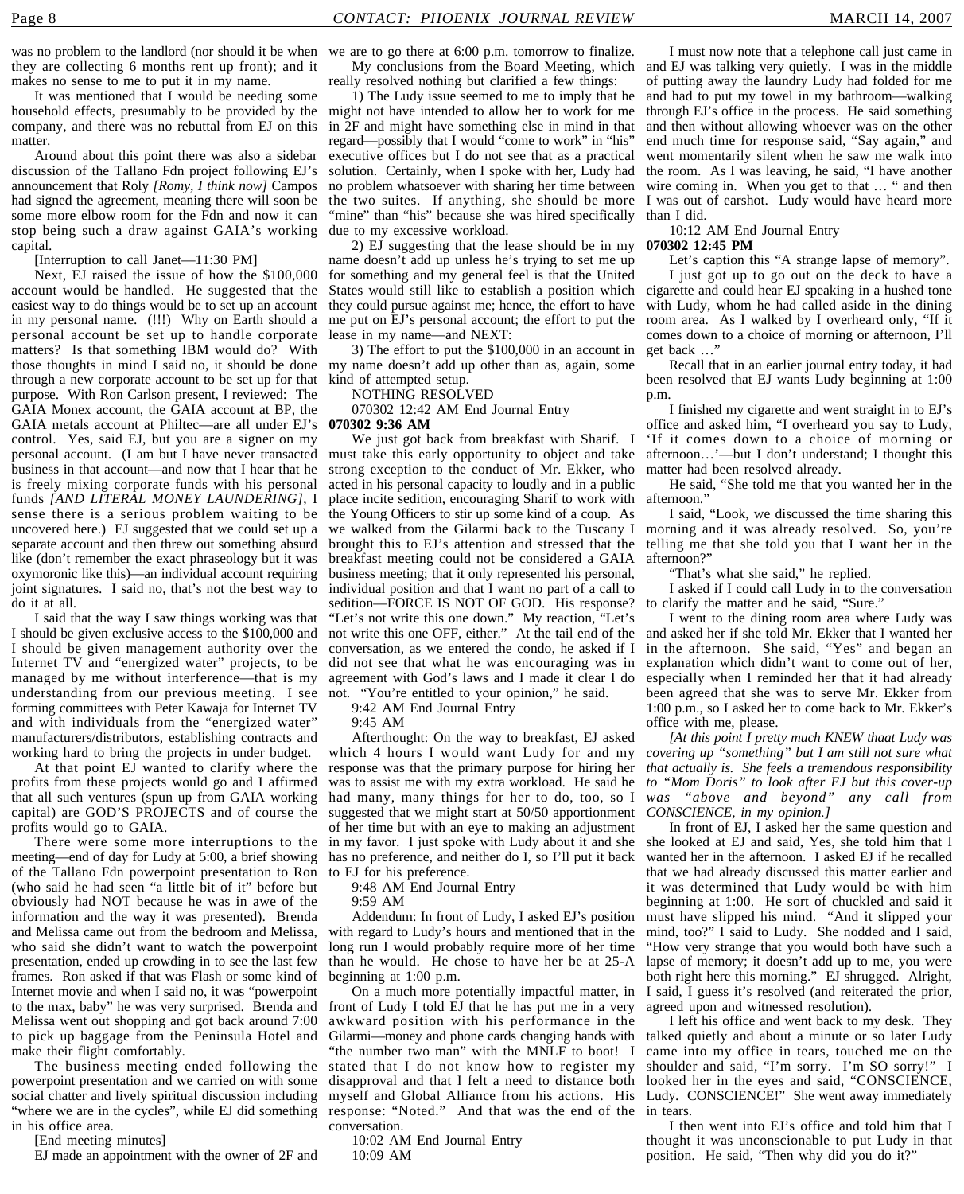was no problem to the landlord (nor should it be when they are collecting 6 months rent up front); and it makes no sense to me to put it in my name.

It was mentioned that I would be needing some household effects, presumably to be provided by the company, and there was no rebuttal from EJ on this matter.

Around about this point there was also a sidebar discussion of the Tallano Fdn project following EJ's announcement that Roly *[Romy, I think now]* Campos had signed the agreement, meaning there will soon be some more elbow room for the Fdn and now it can stop being such a draw against GAIA's working capital.

[Interruption to call Janet—11:30 PM]

Next, EJ raised the issue of how the $100,000 account would be handled. He suggested that the easiest way to do things would be to set up an account in my personal name. (!!!) Why on Earth should a personal account be set up to handle corporate matters? Is that something IBM would do? With those thoughts in mind I said no, it should be done through a new corporate account to be set up for that purpose. With Ron Carlson present, I reviewed: The GAIA Monex account, the GAIA account at BP, the GAIA metals account at Philtec—are all under EJ's control. Yes, said EJ, but you are a signer on my personal account. (I am but I have never transacted business in that account—and now that I hear that he is freely mixing corporate funds with his personal funds *[AND LITERAL MONEY LAUNDERING]*, I sense there is a serious problem waiting to be uncovered here.) EJ suggested that we could set up a separate account and then threw out something absurd like (don't remember the exact phraseology but it was oxymoronic like this)—an individual account requiring joint signatures. I said no, that's not the best way to do it at all.

I said that the way I saw things working was that I should be given exclusive access to the $100,000 and I should be given management authority over the Internet TV and "energized water" projects, to be managed by me without interference—that is my understanding from our previous meeting. I see forming committees with Peter Kawaja for Internet TV and with individuals from the "energized water" manufacturers/distributors, establishing contracts and working hard to bring the projects in under budget.

At that point EJ wanted to clarify where the profits from these projects would go and I affirmed that all such ventures (spun up from GAIA working capital) are GOD'S PROJECTS and of course the profits would go to GAIA.

There were some more interruptions to the meeting—end of day for Ludy at 5:00, a brief showing of the Tallano Fdn powerpoint presentation to Ron (who said he had seen "a little bit of it" before but obviously had NOT because he was in awe of the information and the way it was presented). Brenda and Melissa came out from the bedroom and Melissa, who said she didn't want to watch the powerpoint presentation, ended up crowding in to see the last few frames. Ron asked if that was Flash or some kind of Internet movie and when I said no, it was "powerpoint to the max, baby" he was very surprised. Brenda and Melissa went out shopping and got back around 7:00 to pick up baggage from the Peninsula Hotel and make their flight comfortably.

The business meeting ended following the powerpoint presentation and we carried on with some social chatter and lively spiritual discussion including "where we are in the cycles", while EJ did something in his office area.

[End meeting minutes]

EJ made an appointment with the owner of 2F and we are to go there at 6:00 p.m. tomorrow to finalize.

My conclusions from the Board Meeting, which really resolved nothing but clarified a few things:

1) The Ludy issue seemed to me to imply that he might not have intended to allow her to work for me in 2F and might have something else in mind in that regard—possibly that I would "come to work" in "his" executive offices but I do not see that as a practical solution. Certainly, when I spoke with her, Ludy had no problem whatsoever with sharing her time between the two suites. If anything, she should be more "mine" than "his" because she was hired specifically due to my excessive workload.

2) EJ suggesting that the lease should be in my name doesn't add up unless he's trying to set me up for something and my general feel is that the United States would still like to establish a position which they could pursue against me; hence, the effort to have me put on EJ's personal account; the effort to put the lease in my name—and NEXT:

3) The effort to put the $100,000 in an account in my name doesn't add up other than as, again, some kind of attempted setup.

NOTHING RESOLVED

070302 12:42 AM End Journal Entry

**070302 9:36 AM**

We just got back from breakfast with Sharif. I must take this early opportunity to object and take strong exception to the conduct of Mr. Ekker, who acted in his personal capacity to loudly and in a public place incite sedition, encouraging Sharif to work with the Young Officers to stir up some kind of a coup. As we walked from the Gilarmi back to the Tuscany I brought this to EJ's attention and stressed that the breakfast meeting could not be considered a GAIA business meeting; that it only represented his personal, individual position and that I want no part of a call to sedition—FORCE IS NOT OF GOD. His response? "Let's not write this one down." My reaction, "Let's not write this one OFF, either." At the tail end of the conversation, as we entered the condo, he asked if I did not see that what he was encouraging was in agreement with God's laws and I made it clear I do not. "You're entitled to your opinion," he said.

9:42 AM End Journal Entry

9:45 AM

Afterthought: On the way to breakfast, EJ asked which 4 hours I would want Ludy for and my response was that the primary purpose for hiring her was to assist me with my extra workload. He said he had many, many things for her to do, too, so I suggested that we might start at 50/50 apportionment of her time but with an eye to making an adjustment in my favor. I just spoke with Ludy about it and she has no preference, and neither do I, so I'll put it back to EJ for his preference.

9:48 AM End Journal Entry

9:59 AM

Addendum: In front of Ludy, I asked EJ's position with regard to Ludy's hours and mentioned that in the long run I would probably require more of her time than he would. He chose to have her be at 25-A beginning at 1:00 p.m.

On a much more potentially impactful matter, in front of Ludy I told EJ that he has put me in a very awkward position with his performance in the Gilarmi—money and phone cards changing hands with "the number two man" with the MNLF to boot! I stated that I do not know how to register my disapproval and that I felt a need to distance both myself and Global Alliance from his actions. His response: "Noted." And that was the end of the conversation.

10:02 AM End Journal Entry

10:09 AM

I must now note that a telephone call just came in and EJ was talking very quietly. I was in the middle of putting away the laundry Ludy had folded for me and had to put my towel in my bathroom—walking through EJ's office in the process. He said something and then without allowing whoever was on the other end much time for response said, "Say again," and went momentarily silent when he saw me walk into the room. As I was leaving, he said, "I have another wire coming in. When you get to that … " and then I was out of earshot. Ludy would have heard more than I did.

10:12 AM End Journal Entry

**070302 12:45 PM**

Let's caption this "A strange lapse of memory".

I just got up to go out on the deck to have a cigarette and could hear EJ speaking in a hushed tone with Ludy, whom he had called aside in the dining room area. As I walked by I overheard only, "If it comes down to a choice of morning or afternoon, I'll get back …"

Recall that in an earlier journal entry today, it had been resolved that EJ wants Ludy beginning at 1:00 p.m.

I finished my cigarette and went straight in to EJ's office and asked him, "I overheard you say to Ludy, 'If it comes down to a choice of morning or afternoon…'—but I don't understand; I thought this matter had been resolved already.

He said, "She told me that you wanted her in the afternoon."

I said, "Look, we discussed the time sharing this morning and it was already resolved. So, you're telling me that she told you that I want her in the afternoon?"

"That's what she said," he replied.

I asked if I could call Ludy in to the conversation to clarify the matter and he said, "Sure."

I went to the dining room area where Ludy was and asked her if she told Mr. Ekker that I wanted her in the afternoon. She said, "Yes" and began an explanation which didn't want to come out of her, especially when I reminded her that it had already been agreed that she was to serve Mr. Ekker from 1:00 p.m., so I asked her to come back to Mr. Ekker's office with me, please.

*[At this point I pretty much KNEW thaat Ludy was covering up "something" but I am still not sure what that actually is. She feels a tremendous responsibility to "Mom Doris" to look after EJ but this cover-up was "above and beyond" any call from CONSCIENCE, in my opinion.]*

In front of EJ, I asked her the same question and she looked at EJ and said, Yes, she told him that I wanted her in the afternoon. I asked EJ if he recalled that we had already discussed this matter earlier and it was determined that Ludy would be with him beginning at 1:00. He sort of chuckled and said it must have slipped his mind. "And it slipped your mind, too?" I said to Ludy. She nodded and I said, "How very strange that you would both have such a lapse of memory; it doesn't add up to me, you were both right here this morning." EJ shrugged. Alright, I said, I guess it's resolved (and reiterated the prior, agreed upon and witnessed resolution).

I left his office and went back to my desk. They talked quietly and about a minute or so later Ludy came into my office in tears, touched me on the shoulder and said, "I'm sorry. I'm SO sorry!" I looked her in the eyes and said, "CONSCIENCE, Ludy. CONSCIENCE!" She went away immediately in tears.

I then went into EJ's office and told him that I thought it was unconscionable to put Ludy in that position. He said, "Then why did you do it?"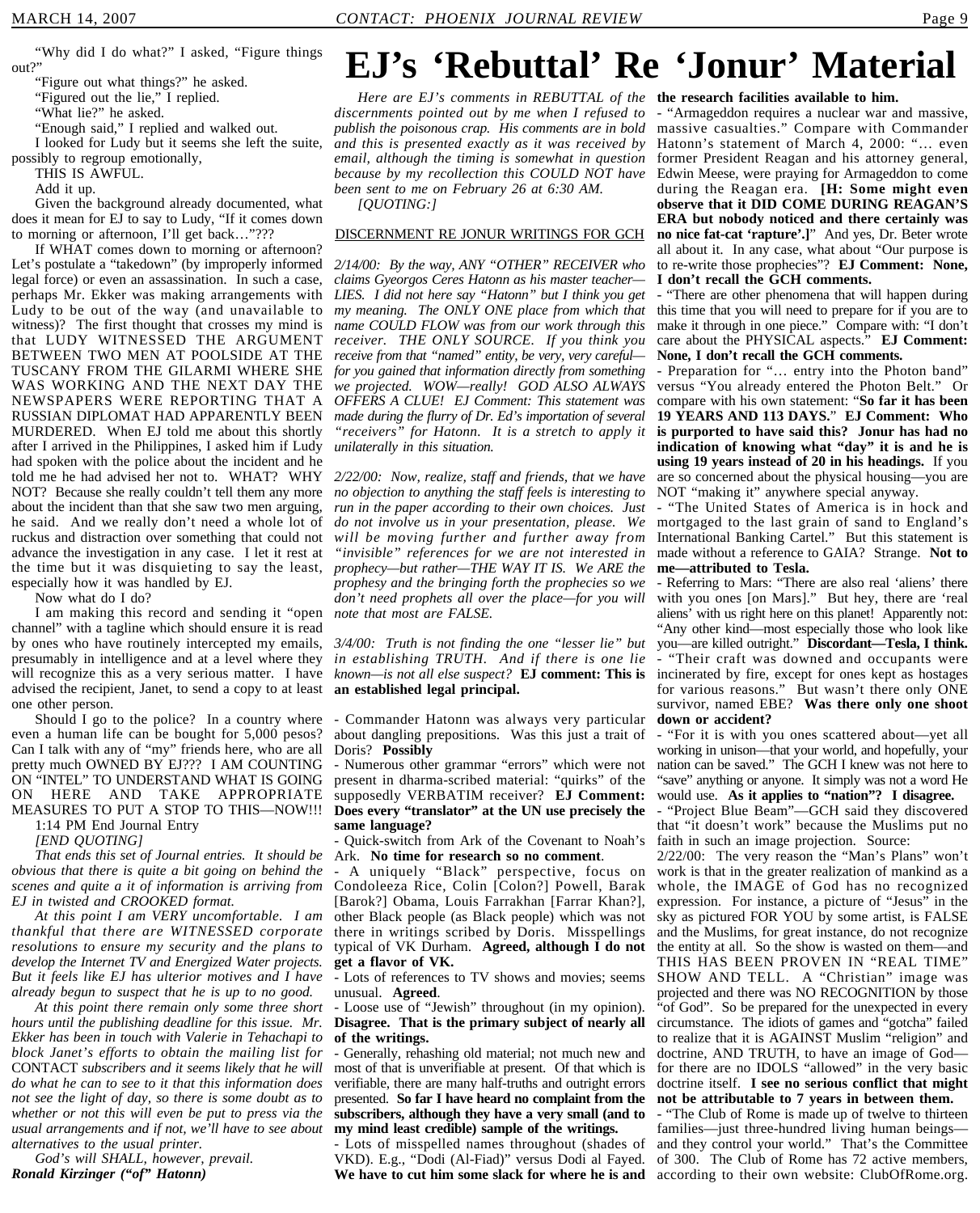"Why did I do what?" I asked, "Figure things out?"

"Figure out what things?" he asked.

"Figured out the lie," I replied.

"What lie?" he asked.

"Enough said," I replied and walked out.

I looked for Ludy but it seems she left the suite, possibly to regroup emotionally,

THIS IS AWFUL.

Add it up.

Given the background already documented, what does it mean for EJ to say to Ludy, "If it comes down to morning or afternoon, I'll get back…"???

If WHAT comes down to morning or afternoon? Let's postulate a "takedown" (by improperly informed legal force) or even an assassination. In such a case, perhaps Mr. Ekker was making arrangements with Ludy to be out of the way (and unavailable to witness)? The first thought that crosses my mind is that LUDY WITNESSED THE ARGUMENT BETWEEN TWO MEN AT POOLSIDE AT THE TUSCANY FROM THE GILARMI WHERE SHE WAS WORKING AND THE NEXT DAY THE NEWSPAPERS WERE REPORTING THAT A RUSSIAN DIPLOMAT HAD APPARENTLY BEEN MURDERED. When EJ told me about this shortly after I arrived in the Philippines, I asked him if Ludy had spoken with the police about the incident and he told me he had advised her not to. WHAT? WHY NOT? Because she really couldn't tell them any more about the incident than that she saw two men arguing, he said. And we really don't need a whole lot of ruckus and distraction over something that could not advance the investigation in any case. I let it rest at the time but it was disquieting to say the least, especially how it was handled by EJ.

Now what do I do?

I am making this record and sending it "open channel" with a tagline which should ensure it is read by ones who have routinely intercepted my emails, presumably in intelligence and at a level where they will recognize this as a very serious matter. I have advised the recipient, Janet, to send a copy to at least one other person.

Should I go to the police? In a country where even a human life can be bought for 5,000 pesos? Can I talk with any of "my" friends here, who are all pretty much OWNED BY EJ??? I AM COUNTING ON "INTEL" TO UNDERSTAND WHAT IS GOING ON HERE AND TAKE APPROPRIATE MEASURES TO PUT A STOP TO THIS—NOW!!!

1:14 PM End Journal Entry

*[END QUOTING]*

*That ends this set of Journal entries. It should be obvious that there is quite a bit going on behind the scenes and quite a it of information is arriving from EJ in twisted and CROOKED format.*

*At this point I am VERY uncomfortable. I am thankful that there are WITNESSED corporate resolutions to ensure my security and the plans to develop the Internet TV and Energized Water projects. But it feels like EJ has ulterior motives and I have already begun to suspect that he is up to no good.*

*At this point there remain only some three short hours until the publishing deadline for this issue. Mr. Ekker has been in touch with Valerie in Tehachapi to block Janet's efforts to obtain the mailing list for* CONTACT *subscribers and it seems likely that he will do what he can to see to it that this information does not see the light of day, so there is some doubt as to whether or not this will even be put to press via the usual arrangements and if not, we'll have to see about alternatives to the usual printer.*

*God's will SHALL, however, prevail.*

***Ronald Kirzinger ("of" Hatonn)***

# EJ's 'Rebuttal' Re 'Jonur' Material

*Here are EJ's comments in REBUTTAL of the discernments pointed out by me when I refused to publish the poisonous crap. His comments are in bold and this is presented exactly as it was received by email, although the timing is somewhat in question because by my recollection this COULD NOT have been sent to me on February 26 at 6:30 AM.*

*[QUOTING:]*

DISCERNMENT RE JONUR WRITINGS FOR GCH

*2/14/00: By the way, ANY "OTHER" RECEIVER who claims Gyeorgos Ceres Hatonn as his master teacher—LIES. I did not here say "Hatonn" but I think you get my meaning. The ONLY ONE place from which that name COULD FLOW was from our work through this receiver. THE ONLY SOURCE. If you think you receive from that "named" entity, be very, very careful—for you gained that information directly from something we projected. WOW—really! GOD ALSO ALWAYS OFFERS A CLUE! EJ Comment: This statement was made during the flurry of Dr. Ed's importation of several "receivers" for Hatonn. It is a stretch to apply it unilaterally in this situation.*

*2/22/00: Now, realize, staff and friends, that we have no objection to anything the staff feels is interesting to run in the paper according to their own choices. Just do not involve us in your presentation, please. We will be moving further and further away from "invisible" references for we are not interested in prophecy—but rather—THE WAY IT IS. We ARE the prophesy and the bringing forth the prophecies so we don't need prophets all over the place—for you will note that most are FALSE.*

*3/4/00: Truth is not finding the one "lesser lie" but in establishing TRUTH. And if there is one lie known—is not all else suspect?* **EJ comment: This is an established legal principal.**

- Commander Hatonn was always very particular about dangling prepositions. Was this just a trait of Doris? **Possibly**
- Numerous other grammar "errors" which were not present in dharma-scribed material: "quirks" of the supposedly VERBATIM receiver? **EJ Comment: Does every "translator" at the UN use precisely the same language?**
- Quick-switch from Ark of the Covenant to Noah's Ark. **No time for research so no comment**.
- A uniquely "Black" perspective, focus on Condoleeza Rice, Colin [Colon?] Powell, Barak [Barok?] Obama, Louis Farrakhan [Farrar Khan?], other Black people (as Black people) which was not there in writings scribed by Doris. Misspellings typical of VK Durham. **Agreed, although I do not get a flavor of VK.**
- Lots of references to TV shows and movies; seems unusual. **Agreed**.
- Loose use of "Jewish" throughout (in my opinion). **Disagree. That is the primary subject of nearly all of the writings.**
- Generally, rehashing old material; not much new and most of that is unverifiable at present. Of that which is verifiable, there are many half-truths and outright errors presented. **So far I have heard no complaint from the subscribers, although they have a very small (and to my mind least credible) sample of the writings.**
- Lots of misspelled names throughout (shades of VKD). E.g., "Dodi (Al-Fiad)" versus Dodi al Fayed. **We have to cut him some slack for where he is and the research facilities available to him.**
- "Armageddon requires a nuclear war and massive, massive casualties." Compare with Commander Hatonn's statement of March 4, 2000: "… even former President Reagan and his attorney general, Edwin Meese, were praying for Armageddon to come during the Reagan era. **[H: Some might even observe that it DID COME DURING REAGAN'S ERA but nobody noticed and there certainly was no nice fat-cat 'rapture'.]**" And yes, Dr. Beter wrote all about it. In any case, what about "Our purpose is to re-write those prophecies"? **EJ Comment: None, I don't recall the GCH comments.**
- "There are other phenomena that will happen during this time that you will need to prepare for if you are to make it through in one piece." Compare with: "I don't care about the PHYSICAL aspects." **EJ Comment: None, I don't recall the GCH comments.**
- Preparation for "… entry into the Photon band" versus "You already entered the Photon Belt." Or compare with his own statement: "**So far it has been 19 YEARS AND 113 DAYS.**" **EJ Comment: Who is purported to have said this? Jonur has had no indication of knowing what "day" it is and he is using 19 years instead of 20 in his headings.** If you are so concerned about the physical housing—you are NOT "making it" anywhere special anyway.
- "The United States of America is in hock and mortgaged to the last grain of sand to England's International Banking Cartel." But this statement is made without a reference to GAIA? Strange. **Not to me—attributed to Tesla.**
- Referring to Mars: "There are also real 'aliens' there with you ones [on Mars]." But hey, there are 'real aliens' with us right here on this planet! Apparently not: "Any other kind—most especially those who look like you—are killed outright." **Discordant—Tesla, I think.**
- "Their craft was downed and occupants were incinerated by fire, except for ones kept as hostages for various reasons." But wasn't there only ONE survivor, named EBE? **Was there only one shoot down or accident?**
- "For it is with you ones scattered about—yet all working in unison—that your world, and hopefully, your nation can be saved." The GCH I knew was not here to "save" anything or anyone. It simply was not a word He would use. **As it applies to "nation"? I disagree.**
- "Project Blue Beam"—GCH said they discovered that "it doesn't work" because the Muslims put no faith in such an image projection. Source:

2/22/00: The very reason the "Man's Plans" won't work is that in the greater realization of mankind as a whole, the IMAGE of God has no recognized expression. For instance, a picture of "Jesus" in the sky as pictured FOR YOU by some artist, is FALSE and the Muslims, for great instance, do not recognize the entity at all. So the show is wasted on them—and THIS HAS BEEN PROVEN IN "REAL TIME" SHOW AND TELL. A "Christian" image was projected and there was NO RECOGNITION by those "of God". So be prepared for the unexpected in every circumstance. The idiots of games and "gotcha" failed to realize that it is AGAINST Muslim "religion" and doctrine, AND TRUTH, to have an image of God—for there are no IDOLS "allowed" in the very basic doctrine itself. **I see no serious conflict that might not be attributable to 7 years in between them.**

- "The Club of Rome is made up of twelve to thirteen families—just three-hundred living human beings—and they control your world." That's the Committee of 300. The Club of Rome has 72 active members, according to their own website: ClubOfRome.org.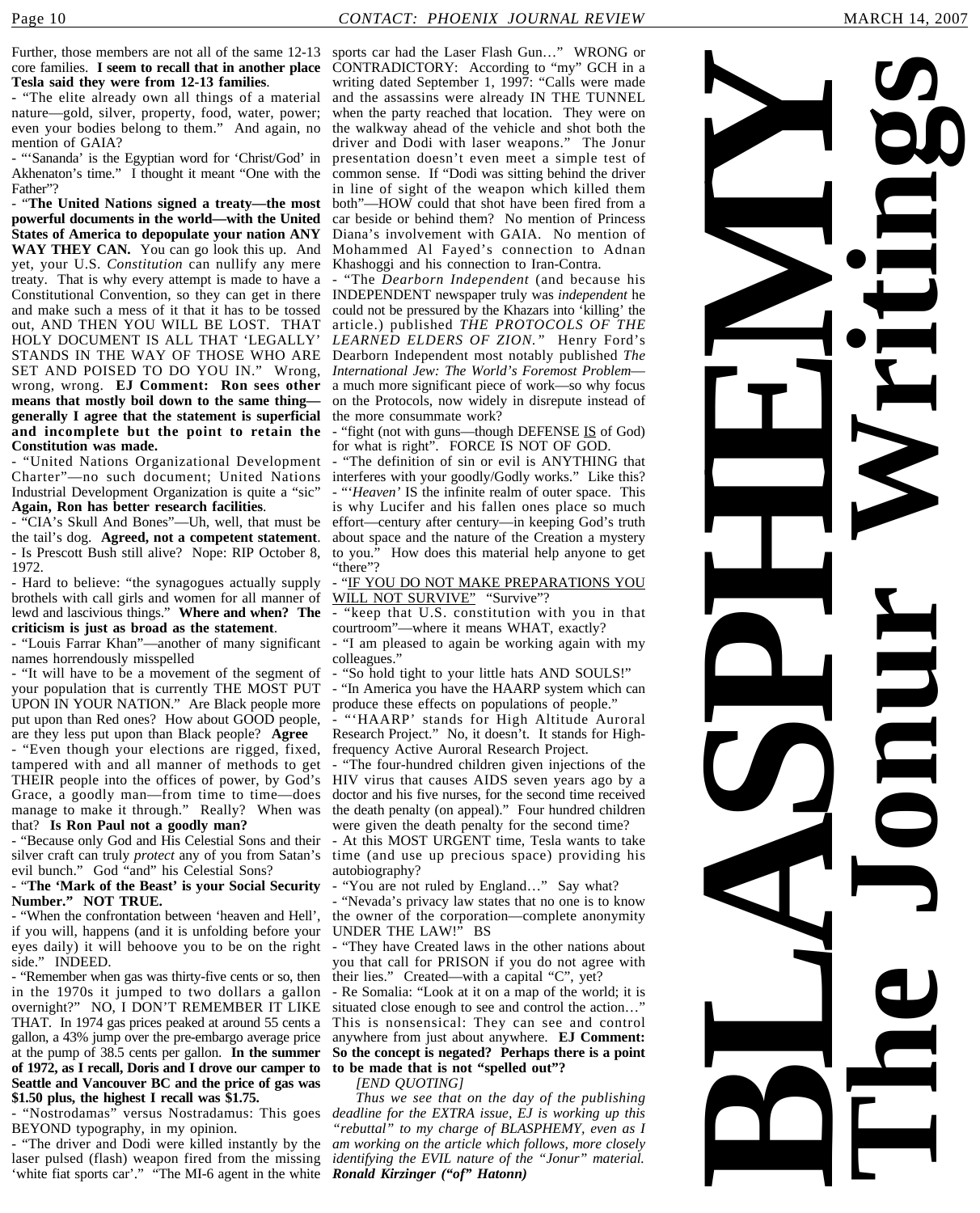# BLASPHEMY The Jonur Writings

Further, those members are not all of the same 12-13 core families. **I seem to recall that in another place Tesla said they were from 12-13 families**.

- "The elite already own all things of a material nature—gold, silver, property, food, water, power; even your bodies belong to them." And again, no mention of GAIA?
- "'Sananda' is the Egyptian word for 'Christ/God' in Akhenaton's time." I thought it meant "One with the Father"?
- "**The United Nations signed a treaty—the most powerful documents in the world—with the United States of America to depopulate your nation ANY WAY THEY CAN.** You can go look this up. And yet, your U.S. *Constitution* can nullify any mere treaty. That is why every attempt is made to have a Constitutional Convention, so they can get in there and make such a mess of it that it has to be tossed out, AND THEN YOU WILL BE LOST. THAT HOLY DOCUMENT IS ALL THAT 'LEGALLY' STANDS IN THE WAY OF THOSE WHO ARE SET AND POISED TO DO YOU IN." Wrong, wrong, wrong. **EJ Comment: Ron sees other means that mostly boil down to the same thing—generally I agree that the statement is superficial and incomplete but the point to retain the Constitution was made.**
- "United Nations Organizational Development Charter"—no such document; United Nations Industrial Development Organization is quite a "sic" **Again, Ron has better research facilities**.
- "CIA's Skull And Bones"—Uh, well, that must be the tail's dog. **Agreed, not a competent statement**.
- Is Prescott Bush still alive? Nope: RIP October 8, 1972.
- Hard to believe: "the synagogues actually supply brothels with call girls and women for all manner of lewd and lascivious things." **Where and when? The criticism is just as broad as the statement**.
- "Louis Farrar Khan"—another of many significant names horrendously misspelled
- "It will have to be a movement of the segment of your population that is currently THE MOST PUT UPON IN YOUR NATION." Are Black people more put upon than Red ones? How about GOOD people, are they less put upon than Black people? **Agree**
- "Even though your elections are rigged, fixed, tampered with and all manner of methods to get THEIR people into the offices of power, by God's Grace, a goodly man—from time to time—does manage to make it through." Really? When was that? **Is Ron Paul not a goodly man?**
- "Because only God and His Celestial Sons and their silver craft can truly *protect* any of you from Satan's evil bunch." God "and" his Celestial Sons?
- "**The 'Mark of the Beast' is your Social Security Number." NOT TRUE.**
- "When the confrontation between 'heaven and Hell', if you will, happens (and it is unfolding before your eyes daily) it will behoove you to be on the right side." INDEED.
- "Remember when gas was thirty-five cents or so, then in the 1970s it jumped to two dollars a gallon overnight?" NO, I DON'T REMEMBER IT LIKE THAT. In 1974 gas prices peaked at around 55 cents a gallon, a 43% jump over the pre-embargo average price at the pump of 38.5 cents per gallon. **In the summer of 1972, as I recall, Doris and I drove our camper to Seattle and Vancouver BC and the price of gas was $1.50 plus, the highest I recall was $1.75.**
- "Nostrodamus" versus Nostradamus: This goes BEYOND typography, in my opinion.
- "The driver and Dodi were killed instantly by the laser pulsed (flash) weapon fired from the missing 'white fiat sports car'." "The MI-6 agent in the white sports car had the Laser Flash Gun…" WRONG or CONTRADICTORY: According to "my" GCH in a writing dated September 1, 1997: "Calls were made and the assassins were already IN THE TUNNEL when the party reached that location. They were on the walkway ahead of the vehicle and shot both the driver and Dodi with laser weapons." The Jonur presentation doesn't even meet a simple test of common sense. If "Dodi was sitting behind the driver in line of sight of the weapon which killed them both"—HOW could that shot have been fired from a car beside or behind them? No mention of Princess Diana's involvement with GAIA. No mention of Mohammed Al Fayed's connection to Adnan Khashoggi and his connection to Iran-Contra.
- "The *Dearborn Independent* (and because his INDEPENDENT newspaper truly was *independent* he could not be pressured by the Khazars into 'killing' the article.) published *THE PROTOCOLS OF THE LEARNED ELDERS OF ZION."* Henry Ford's Dearborn Independent most notably published *The International Jew: The World's Foremost Problem*—a much more significant piece of work—so why focus on the Protocols, now widely in disrepute instead of the more consummate work?
- "fight (not with guns—though DEFENSE IS of God) for what is right". FORCE IS NOT OF GOD.
- "The definition of sin or evil is ANYTHING that interferes with your goodly/Godly works." Like this?
- "'*Heaven'* IS the infinite realm of outer space. This is why Lucifer and his fallen ones place so much effort—century after century—in keeping God's truth about space and the nature of the Creation a mystery to you." How does this material help anyone to get "there"?
- "IF YOU DO NOT MAKE PREPARATIONS YOU WILL NOT SURVIVE" "Survive"?
- "keep that U.S. constitution with you in that courtroom"—where it means WHAT, exactly?
- "I am pleased to again be working again with my colleagues."
- "So hold tight to your little hats AND SOULS!"
- "In America you have the HAARP system which can produce these effects on populations of people."
- "'HAARP' stands for High Altitude Auroral Research Project." No, it doesn't. It stands for High-frequency Active Auroral Research Project.
- "The four-hundred children given injections of the HIV virus that causes AIDS seven years ago by a doctor and his five nurses, for the second time received the death penalty (on appeal)." Four hundred children were given the death penalty for the second time?
- At this MOST URGENT time, Tesla wants to take time (and use up precious space) providing his autobiography?
- "You are not ruled by England…" Say what?
- "Nevada's privacy law states that no one is to know the owner of the corporation—complete anonymity UNDER THE LAW!" BS
- "They have Created laws in the other nations about you that call for PRISON if you do not agree with their lies." Created—with a capital "C", yet?
- Re Somalia: "Look at it on a map of the world; it is situated close enough to see and control the action…" This is nonsensical: They can see and control anywhere from just about anywhere. **EJ Comment: So the concept is negated? Perhaps there is a point to be made that is not "spelled out"?**

*[END QUOTING]*

*Thus we see that on the day of the publishing deadline for the EXTRA issue, EJ is working up this "rebuttal" to my charge of BLASPHEMY, even as I am working on the article which follows, more closely identifying the EVIL nature of the "Jonur" material.* ***Ronald Kirzinger ("of" Hatonn)***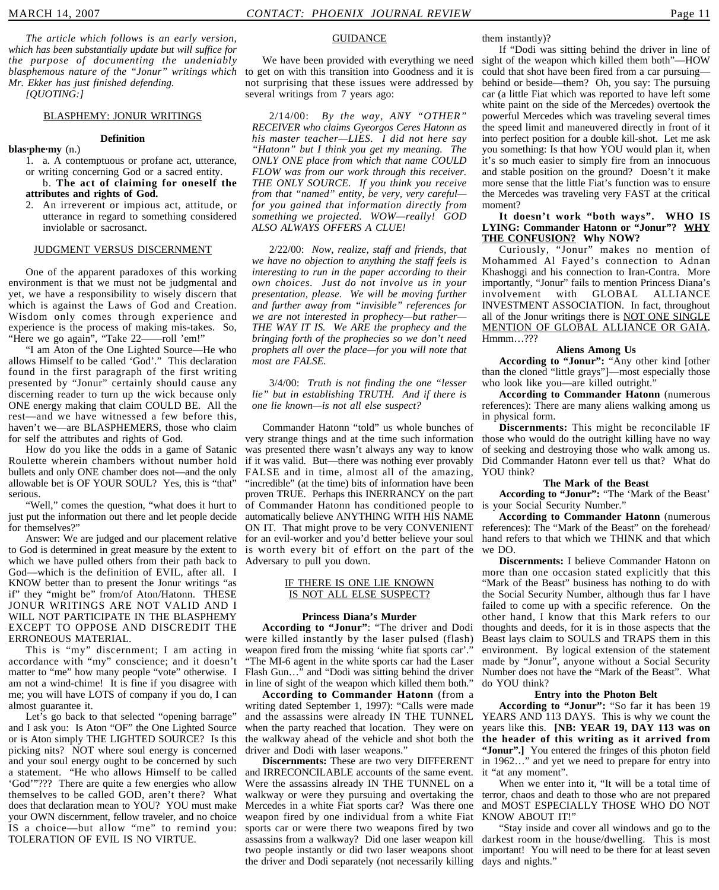*The article which follows is an early version, which has been substantially update but will suffice for the purpose of documenting the undeniably blasphemous nature of the "Jonur" writings which Mr. Ekker has just finished defending.*

*[QUOTING:]*

## BLASPHEMY: JONUR WRITINGS

### Definition

**blas·phe·my** (n.)

1. a. A contemptuous or profane act, utterance, or writing concerning God or a sacred entity.
   b. **The act of claiming for oneself the attributes and rights of God.**
2. An irreverent or impious act, attitude, or utterance in regard to something considered inviolable or sacrosanct.

## JUDGMENT VERSUS DISCERNMENT

One of the apparent paradoxes of this working environment is that we must not be judgmental and yet, we have a responsibility to wisely discern that which is against the Laws of God and Creation. Wisdom only comes through experience and experience is the process of making mis-takes. So, "Here we go again", "Take 22——roll 'em!"

"I am Aton of the One Lighted Source—He who allows Himself to be called 'God'." This declaration found in the first paragraph of the first writing presented by "Jonur" certainly should cause any discerning reader to turn up the wick because only ONE energy making that claim COULD BE. All the rest—and we have witnessed a few before this, haven't we—are BLASPHEMERS, those who claim for self the attributes and rights of God.

How do you like the odds in a game of Satanic Roulette wherein chambers without number hold bullets and only ONE chamber does not—and the only allowable bet is OF YOUR SOUL? Yes, this is "that" serious.

"Well," comes the question, "what does it hurt to just put the information out there and let people decide for themselves?"

Answer: We are judged and our placement relative to God is determined in great measure by the extent to which we have pulled others from their path back to God—which is the definition of EVIL, after all. I KNOW better than to present the Jonur writings "as if" they "might be" from/of Aton/Hatonn. THESE JONUR WRITINGS ARE NOT VALID AND I WILL NOT PARTICIPATE IN THE BLASPHEMY EXCEPT TO OPPOSE AND DISCREDIT THE ERRONEOUS MATERIAL.

This is "my" discernment; I am acting in accordance with "my" conscience; and it doesn't matter to "me" how many people "vote" otherwise. I am not a wind-chime! It is fine if you disagree with me; you will have LOTS of company if you do, I can almost guarantee it.

Let's go back to that selected "opening barrage" and I ask you: Is Aton "OF" the One Lighted Source or is Aton simply THE LIGHTED SOURCE? Is this picking nits? NOT where soul energy is concerned and your soul energy ought to be concerned by such a statement. "He who allows Himself to be called 'God'"??? There are quite a few energies who allow themselves to be called GOD, aren't there? What does that declaration mean to YOU? YOU must make your OWN discernment, fellow traveler, and no choice IS a choice—but allow "me" to remind you: TOLERATION OF EVIL IS NO VIRTUE.

## GUIDANCE

We have been provided with everything we need to get on with this transition into Goodness and it is not surprising that these issues were addressed by several writings from 7 years ago:

2/14/00: *By the way, ANY "OTHER" RECEIVER who claims Gyeorgos Ceres Hatonn as his master teacher—LIES. I did not here say "Hatonn" but I think you get my meaning. The ONLY ONE place from which that name COULD FLOW was from our work through this receiver. THE ONLY SOURCE. If you think you receive from that "named" entity, be very, very careful—for you gained that information directly from something we projected. WOW—really! GOD ALSO ALWAYS OFFERS A CLUE!*

2/22/00: *Now, realize, staff and friends, that we have no objection to anything the staff feels is interesting to run in the paper according to their own choices. Just do not involve us in your presentation, please. We will be moving further and further away from "invisible" references for we are not interested in prophecy—but rather—THE WAY IT IS. We ARE the prophecy and the bringing forth of the prophecies so we don't need prophets all over the place—for you will note that most are FALSE.*

3/4/00: *Truth is not finding the one "lesser lie" but in establishing TRUTH. And if there is one lie known—is not all else suspect?*

Commander Hatonn "told" us whole bunches of very strange things and at the time such information was presented there wasn't always any way to know if it was valid. But—there was nothing ever provably FALSE and in time, almost all of the amazing, "incredible" (at the time) bits of information have been proven TRUE. Perhaps this INERRANCY on the part of Commander Hatonn has conditioned people to automatically believe ANYTHING WITH HIS NAME ON IT. That might prove to be very CONVENIENT for an evil-worker and you'd better believe your soul is worth every bit of effort on the part of the Adversary to pull you down.

## IF THERE IS ONE LIE KNOWN IS NOT ALL ELSE SUSPECT?

### Princess Diana's Murder

**According to "Jonur"**: "The driver and Dodi were killed instantly by the laser pulsed (flash) weapon fired from the missing 'white fiat sports car'." "The MI-6 agent in the white sports car had the Laser Flash Gun…" and "Dodi was sitting behind the driver in line of sight of the weapon which killed them both."

**According to Commander Hatonn** (from a writing dated September 1, 1997): "Calls were made and the assassins were already IN THE TUNNEL when the party reached that location. They were on the walkway ahead of the vehicle and shot both the driver and Dodi with laser weapons."

**Discernments:** These are two very DIFFERENT and IRRECONCILABLE accounts of the same event. Were the assassins already IN THE TUNNEL on a walkway or were they pursuing and overtaking the Mercedes in a white Fiat sports car? Was there one weapon fired by one individual from a white Fiat sports car or were there two weapons fired by two assassins from a walkway? Did one laser weapon kill two people instantly or did two laser weapons shoot the driver and Dodi separately (not necessarily killing them instantly)?

If "Dodi was sitting behind the driver in line of sight of the weapon which killed them both"—HOW could that shot have been fired from a car pursuing—behind or beside—them? Oh, you say: The pursuing car (a little Fiat which was reported to have left some white paint on the side of the Mercedes) overtook the powerful Mercedes which was traveling several times the speed limit and maneuvered directly in front of it into perfect position for a double kill-shot. Let me ask you something: Is that how YOU would plan it, when it's so much easier to simply fire from an innocuous and stable position on the ground? Doesn't it make more sense that the little Fiat's function was to ensure the Mercedes was traveling very FAST at the critical moment?

**It doesn't work "both ways". WHO IS LYING: Commander Hatonn or "Jonur"? <u>WHY THE CONFUSION?</u> Why NOW?**

Curiously, "Jonur" makes no mention of Mohammed Al Fayed's connection to Adnan Khashoggi and his connection to Iran-Contra. More importantly, "Jonur" fails to mention Princess Diana's involvement with GLOBAL ALLIANCE INVESTMENT ASSOCIATION. In fact, throughout all of the Jonur writings there is <u>NOT ONE SINGLE MENTION OF GLOBAL ALLIANCE OR GAIA</u>. Hmmm…???

### Aliens Among Us

**According to "Jonur":** "Any other kind [other than the cloned "little grays"]—most especially those who look like you—are killed outright."

**According to Commander Hatonn** (numerous references): There are many aliens walking among us in physical form.

**Discernments:** This might be reconcilable IF those who would do the outright killing have no way of seeking and destroying those who walk among us. Did Commander Hatonn ever tell us that? What do YOU think?

### The Mark of the Beast

**According to "Jonur":** "The 'Mark of the Beast' is your Social Security Number."

**According to Commander Hatonn** (numerous references): The "Mark of the Beast" on the forehead/hand refers to that which we THINK and that which we DO.

**Discernments:** I believe Commander Hatonn on more than one occasion stated explicitly that this "Mark of the Beast" business has nothing to do with the Social Security Number, although thus far I have failed to come up with a specific reference. On the other hand, I know that this Mark refers to our thoughts and deeds, for it is in those aspects that the Beast lays claim to SOULS and TRAPS them in this environment. By logical extension of the statement made by "Jonur", anyone without a Social Security Number does not have the "Mark of the Beast". What do YOU think?

### Entry into the Photon Belt

**According to "Jonur":** "So far it has been 19 YEARS AND 113 DAYS. This is why we count the years like this. **[NB: YEAR 19, DAY 113 was on the header of this writing as it arrived from "Jonur".]** You entered the fringes of this photon field in 1962…" and yet we need to prepare for entry into it "at any moment".

When we enter into it, "It will be a total time of terror, chaos and death to those who are not prepared and MOST ESPECIALLY THOSE WHO DO NOT KNOW ABOUT IT!"

"Stay inside and cover all windows and go to the darkest room in the house/dwelling. This is most important! You will need to be there for at least seven days and nights."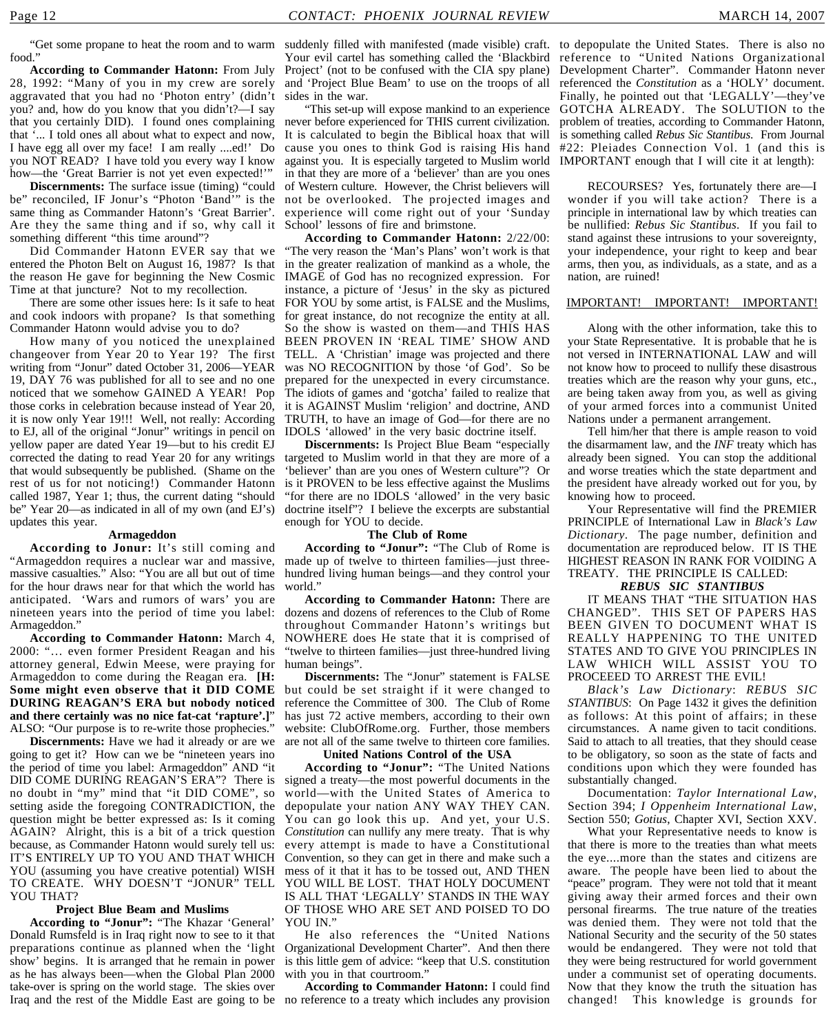"Get some propane to heat the room and to warm food."

**According to Commander Hatonn:** From July 28, 1992: "Many of you in my crew are sorely aggravated that you had no 'Photon entry' (didn't you? and, how do you know that you didn't?—I say that you certainly DID). I found ones complaining that '... I told ones all about what to expect and now, I have egg all over my face! I am really ....ed!' Do you NOT READ? I have told you every way I know how—the 'Great Barrier is not yet even expected!'"

**Discernments:** The surface issue (timing) "could be" reconciled, IF Jonur's "Photon 'Band'" is the same thing as Commander Hatonn's 'Great Barrier'. Are they the same thing and if so, why call it something different "this time around"?

Did Commander Hatonn EVER say that we entered the Photon Belt on August 16, 1987? Is that the reason He gave for beginning the New Cosmic Time at that juncture? Not to my recollection.

There are some other issues here: Is it safe to heat and cook indoors with propane? Is that something Commander Hatonn would advise you to do?

How many of you noticed the unexplained changeover from Year 20 to Year 19? The first writing from "Jonur" dated October 31, 2006—YEAR 19, DAY 76 was published for all to see and no one noticed that we somehow GAINED A YEAR! Pop those corks in celebration because instead of Year 20, it is now only Year 19!!! Well, not really: According to EJ, all of the original "Jonur" writings in pencil on yellow paper are dated Year 19—but to his credit EJ corrected the dating to read Year 20 for any writings that would subsequently be published. (Shame on the rest of us for not noticing!) Commander Hatonn called 1987, Year 1; thus, the current dating "should be" Year 20—as indicated in all of my own (and EJ's) updates this year.

### Armageddon

**According to Jonur:** It's still coming and "Armageddon requires a nuclear war and massive, massive casualties." Also: "You are all but out of time for the hour draws near for that which the world has anticipated. 'Wars and rumors of wars' you are nineteen years into the period of time you label: Armageddon."

**According to Commander Hatonn:** March 4, 2000: "… even former President Reagan and his attorney general, Edwin Meese, were praying for Armageddon to come during the Reagan era. **[H: Some might even observe that it DID COME DURING REAGAN'S ERA but nobody noticed and there certainly was no nice fat-cat 'rapture'.]**" ALSO: "Our purpose is to re-write those prophecies."

**Discernments:** Have we had it already or are we going to get it? How can we be "nineteen years ino the period of time you label: Armageddon" AND "it DID COME DURING REAGAN'S ERA"? There is no doubt in "my" mind that "it DID COME", so setting aside the foregoing CONTRADICTION, the question might be better expressed as: Is it coming AGAIN? Alright, this is a bit of a trick question because, as Commander Hatonn would surely tell us: IT'S ENTIRELY UP TO YOU AND THAT WHICH YOU (assuming you have creative potential) WISH TO CREATE. WHY DOESN'T "JONUR" TELL YOU THAT?

### Project Blue Beam and Muslims

**According to "Jonur":** "The Khazar 'General' Donald Rumsfeld is in Iraq right now to see to it that preparations continue as planned when the 'light show' begins. It is arranged that he remain in power as he has always been—when the Global Plan 2000 take-over is spring on the world stage. The skies over Iraq and the rest of the Middle East are going to be suddenly filled with manifested (made visible) craft. Your evil cartel has something called the 'Blackbird Project' (not to be confused with the CIA spy plane) and 'Project Blue Beam' to use on the troops of all sides in the war.

"This set-up will expose mankind to an experience never before experienced for THIS current civilization. It is calculated to begin the Biblical hoax that will cause you ones to think God is raising His hand against you. It is especially targeted to Muslim world in that they are more of a 'believer' than are you ones of Western culture. However, the Christ believers will not be overlooked. The projected images and experience will come right out of your 'Sunday School' lessons of fire and brimstone.

**According to Commander Hatonn:** 2/22/00: "The very reason the 'Man's Plans' won't work is that in the greater realization of mankind as a whole, the IMAGE of God has no recognized expression. For instance, a picture of 'Jesus' in the sky as pictured FOR YOU by some artist, is FALSE and the Muslims, for great instance, do not recognize the entity at all. So the show is wasted on them—and THIS HAS BEEN PROVEN IN 'REAL TIME' SHOW AND TELL. A 'Christian' image was projected and there was NO RECOGNITION by those 'of God'. So be prepared for the unexpected in every circumstance. The idiots of games and 'gotcha' failed to realize that it is AGAINST Muslim 'religion' and doctrine, AND TRUTH, to have an image of God—for there are no IDOLS 'allowed' in the very basic doctrine itself.

**Discernments:** Is Project Blue Beam "especially targeted to Muslim world in that they are more of a 'believer' than are you ones of Western culture"? Or is it PROVEN to be less effective against the Muslims "for there are no IDOLS 'allowed' in the very basic doctrine itself"? I believe the excerpts are substantial enough for YOU to decide.

### The Club of Rome

**According to "Jonur":** "The Club of Rome is made up of twelve to thirteen families—just three-hundred living human beings—and they control your world."

**According to Commander Hatonn:** There are dozens and dozens of references to the Club of Rome throughout Commander Hatonn's writings but NOWHERE does He state that it is comprised of "twelve to thirteen families—just three-hundred living human beings".

**Discernments:** The "Jonur" statement is FALSE but could be set straight if it were changed to reference the Committee of 300. The Club of Rome has just 72 active members, according to their own website: ClubOfRome.org. Further, those members are not all of the same twelve to thirteen core families.

### United Nations Control of the USA

**According to "Jonur":** "The United Nations signed a treaty—the most powerful documents in the world—with the United States of America to depopulate your nation ANY WAY THEY CAN. You can go look this up. And yet, your U.S. *Constitution* can nullify any mere treaty. That is why every attempt is made to have a Constitutional Convention, so they can get in there and make such a mess of it that it has to be tossed out, AND THEN YOU WILL BE LOST. THAT HOLY DOCUMENT IS ALL THAT 'LEGALLY' STANDS IN THE WAY OF THOSE WHO ARE SET AND POISED TO DO YOU IN."

He also references the "United Nations Organizational Development Charter". And then there is this little gem of advice: "keep that U.S. constitution with you in that courtroom."

**According to Commander Hatonn:** I could find no reference to a treaty which includes any provision to depopulate the United States. There is also no reference to "United Nations Organizational Development Charter". Commander Hatonn never referenced the *Constitution* as a 'HOLY' document. Finally, he pointed out that 'LEGALLY'—they've GOTCHA ALREADY. The SOLUTION to the problem of treaties, according to Commander Hatonn, is something called *Rebus Sic Stantibus*. From Journal #22: Pleiades Connection Vol. 1 (and this is IMPORTANT enough that I will cite it at length):

> RECOURSES? Yes, fortunately there are—I wonder if you will take action? There is a principle in international law by which treaties can be nullified: *Rebus Sic Stantibus*. If you fail to stand against these intrusions to your sovereignty, your independence, your right to keep and bear arms, then you, as individuals, as a state, and as a nation, are ruined!

<u>IMPORTANT! IMPORTANT! IMPORTANT!</u>

> Along with the other information, take this to your State Representative. It is probable that he is not versed in INTERNATIONAL LAW and will not know how to proceed to nullify these disastrous treaties which are the reason why your guns, etc., are being taken away from you, as well as giving of your armed forces into a communist United Nations under a permanent arrangement.
>
> Tell him/her that there is ample reason to void the disarmament law, and the *INF* treaty which has already been signed. You can stop the additional and worse treaties which the state department and the president have already worked out for you, by knowing how to proceed.
>
> Your Representative will find the PREMIER PRINCIPLE of International Law in *Black's Law Dictionary*. The page number, definition and documentation are reproduced below. IT IS THE HIGHEST REASON IN RANK FOR VOIDING A TREATY. THE PRINCIPLE IS CALLED:
>
> ***REBUS SIC STANTIBUS***
>
> IT MEANS THAT "THE SITUATION HAS CHANGED". THIS SET OF PAPERS HAS BEEN GIVEN TO DOCUMENT WHAT IS REALLY HAPPENING TO THE UNITED STATES AND TO GIVE YOU PRINCIPLES IN LAW WHICH WILL ASSIST YOU TO PROCEEED TO ARREST THE EVIL!
>
> *Black's Law Dictionary*: *REBUS SIC STANTIBUS*: On Page 1432 it gives the definition as follows: At this point of affairs; in these circumstances. A name given to tacit conditions. Said to attach to all treaties, that they should cease to be obligatory, so soon as the state of facts and conditions upon which they were founded has substantially changed.
>
> Documentation: *Taylor International Law*, Section 394; *I Oppenheim International Law*, Section 550; *Gotius*, Chapter XVI, Section XXV.
>
> What your Representative needs to know is that there is more to the treaties than what meets the eye....more than the states and citizens are aware. The people have been lied to about the "peace" program. They were not told that it meant giving away their armed forces and their own personal firearms. The true nature of the treaties was denied them. They were not told that the National Security and the security of the 50 states would be endangered. They were not told that they were being restructured for world government under a communist set of operating documents. Now that they know the truth the situation has changed! This knowledge is grounds for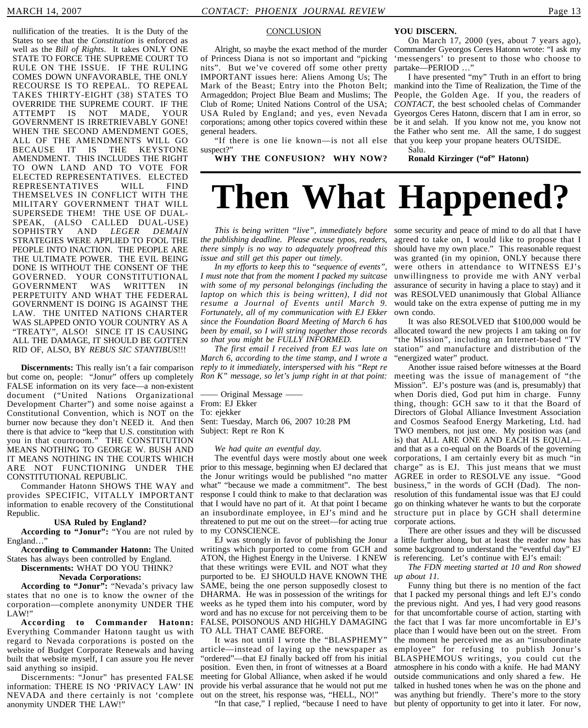nullification of the treaties. It is the Duty of the States to see that the *Constitution* is enforced as well as the *Bill of Rights*. It takes ONLY ONE STATE TO FORCE THE SUPREME COURT TO RULE ON THE ISSUE. IF THE RULING COMES DOWN UNFAVORABLE, THE ONLY RECOURSE IS TO REPEAL. TO REPEAL TAKES THIRTY-EIGHT (38) STATES TO OVERRIDE THE SUPREME COURT. IF THE ATTEMPT IS NOT MADE, YOUR GOVERNMENT IS IRRETRIEVABLY GONE! WHEN THE SECOND AMENDMENT GOES, ALL OF THE AMENDMENTS WILL GO BECAUSE IT IS THE KEYSTONE AMENDMENT. THIS INCLUDES THE RIGHT TO OWN LAND AND TO VOTE FOR ELECTED REPRESENTATIVES. ELECTED REPRESENTATIVES WILL FIND THEMSELVES IN CONFLICT WITH THE MILITARY GOVERNMENT THAT WILL SUPERSEDE THEM! THE USE OF DUAL-SPEAK, (ALSO CALLED DUAL-USE) SOPHISTRY AND *LEGER DEMAIN* STRATEGIES WERE APPLIED TO FOOL THE PEOPLE INTO INACTION. THE PEOPLE ARE THE ULTIMATE POWER. THE EVIL BEING DONE IS WITHOUT THE CONSENT OF THE GOVERNED. YOUR CONSTITUTIONAL GOVERNMENT WAS WRITTEN IN PERPETUITY AND WHAT THE FEDERAL GOVERNMENT IS DOING IS AGAINST THE LAW. THE UNITED NATIONS CHARTER WAS SLAPPED ONTO YOUR COUNTRY AS A "TREATY", ALSO! SINCE IT IS CAUSING ALL THE DAMAGE, IT SHOULD BE GOTTEN RID OF, ALSO, BY *REBUS SIC STANTIBUS*!!!

**Discernments:** This really isn't a fair comparison but come on, people: "Jonur" offers up completely FALSE information on its very face—a non-existent document ("United Nations Organizational Development Charter") and some noise against a Constitutional Convention, which is NOT on the burner now because they don't NEED it. And then there is that advice to "keep that U.S. constitution with you in that courtroom." THE CONSTITUTION MEANS NOTHING TO GEORGE W. BUSH AND IT MEANS NOTHING IN THE COURTS WHICH ARE NOT FUNCTIONING UNDER THE CONSTITUTIONAL REPUBLIC.

Commander Hatonn SHOWS THE WAY and provides SPECIFIC, VITALLY IMPORTANT information to enable recovery of the Constitutional Republic.

**USA Ruled by England?**

**According to "Jonur":** "You are not ruled by England…"

**According to Commander Hatonn:** The United States has always been controlled by England.

**Discernments:** WHAT DO YOU THINK?

**Nevada Corporations:**

**According to "Jonur":** "Nevada's privacy law states that no one is to know the owner of the corporation—complete anonymity UNDER THE LAW!"

**According to Commander Hatonn:** Everything Commander Hatonn taught us with regard to Nevada corporations is posted on the website of Budget Corporate Renewals and having built that website myself, I can assure you He never said anything so insipid.

Discernments: "Jonur" has presented FALSE information: THERE IS NO 'PRIVACY LAW' IN NEVADA and there certainly is not 'complete anonymity UNDER THE LAW!"

CONCLUSION

Alright, so maybe the exact method of the murder of Princess Diana is not so important and "picking nits". But we've covered off some other pretty IMPORTANT issues here: Aliens Among Us; The Mark of the Beast; Entry into the Photon Belt; Armageddon; Project Blue Beam and Muslims; The Club of Rome; United Nations Control of the USA; USA Ruled by England; and yes, even Nevada corporations; among other topics covered within these general headers.

"If there is one lie known—is not all else suspect?"

**WHY THE CONFUSION? WHY NOW? YOU DISCERN.**

On March 17, 2000 (yes, about 7 years ago), Commander Gyeorgos Ceres Hatonn wrote: "I ask my 'messengers' to present to those who choose to partake—PERIOD …"

I have presented "my" Truth in an effort to bring mankind into the Time of Realization, the Time of the People, the Golden Age. If you, the readers of *CONTACT*, the best schooled chelas of Commander Gyeorgos Ceres Hatonn, discern that I am in error, so be it and selah. If you know not me, you know not the Father who sent me. All the same, I do suggest that you keep your propane heaters OUTSIDE.

Salu.

**Ronald Kirzinger ("of" Hatonn)**

# Then What Happened?

*This is being written "live", immediately before the publishing deadline. Please excuse typos, readers, there simply is no way to adequately proofread this issue and still get this paper out timely.*

*In my efforts to keep this to "sequence of events", I must note that from the moment I packed my suitcase with some of my personal belongings (including the laptop on which this is being written), I did not resume a Journal of Events until March 9. Fortunately, all of my communication with EJ Ekker since the Foundation Board Meeting of March 6 has been by email, so I will string together those records so that you might be FULLY INFORMED.*

*The first email I received from EJ was late on March 6, according to the time stamp, and I wrote a reply to it immediately, interspersed with his "Rept re Ron K" message, so let's jump right in at that point:*

—— Original Message ——
From: EJ Ekker
To: ejekker
Sent: Tuesday, March 06, 2007 10:28 PM
Subject: Rept re Ron K

*We had quite an eventful day.*

The eventful days were mostly about one week prior to this message, beginning when EJ declared that the Jonur writings would be published "no matter what" "because we made a commitment". The best response I could think to make to that declaration was that I would have no part of it. At that point I became an insubordinate employee, in EJ's mind and he threatened to put me out on the street—for acting true to my CONSCIENCE.

EJ was strongly in favor of publishing the Jonur writings which purported to come from GCH and ATON, the Highest Energy in the Universe. I KNEW that these writings were EVIL and NOT what they purported to be. EJ SHOULD HAVE KNOWN THE SAME, being the one person supposedly closest to DHARMA. He was in possession of the writings for weeks as he typed them into his computer, word by word and has no excuse for not perceiving them to be FALSE, POISONOUS AND HIGHLY DAMAGING TO ALL THAT CAME BEFORE.

It was not until I wrote the "BLASPHEMY" article—instead of laying up the newspaper as "ordered"—that EJ finally backed off from his initial position. Even then, in front of witnesses at a Board meeting for Global Alliance, when asked if he would provide his verbal assurance that he would not put me out on the street, his response was, "HELL, NO!"

"In that case," I replied, "because I need to have some security and peace of mind to do all that I have agreed to take on, I would like to propose that I should have my own place." This reasonable request was granted (in my opinion, ONLY because there were others in attendance to WITNESS EJ's unwillingness to provide me with ANY verbal assurance of security in having a place to stay) and it was RESOLVED unanimously that Global Alliance would take on the extra expense of putting me in my own condo.

It was also RESOLVED that $100,000 would be allocated toward the new projects I am taking on for "the Mission", including an Internet-based "TV station" and manufacture and distribution of the "energized water" product.

Another issue raised before witnesses at the Board meeting was the issue of management of "the Mission". EJ's posture was (and is, presumably) that when Doris died, God put him in charge. Funny thing, though: GCH saw to it that the Board of Directors of Global Alliance Investment Association and Cosmos Seafood Energy Marketing, Ltd. had TWO members, not just one. My position was (and is) that ALL ARE ONE AND EACH IS EQUAL—and that as a co-equal on the Boards of the governing corporations, I am certainly every bit as much "in charge" as is EJ. This just means that we must AGREE in order to RESOLVE any issue. "Good business," in the words of GCH (Dad). The non-resolution of this fundamental issue was that EJ could go on thinking whatever he wants to but the corporate structure put in place by GCH shall determine corporate actions.

There are other issues and they will be discussed a little further along, but at least the reader now has some background to understand the "eventful day" EJ is referencing. Let's continue with EJ's email:

*The FDN meeting started at 10 and Ron showed up about 11.*

Funny thing but there is no mention of the fact that I packed my personal things and left EJ's condo the previous night. And yes, I had very good reasons for that uncomfortable course of action, starting with the fact that I was far more uncomfortable in EJ's place than I would have been out on the street. From the moment he perceived me as an "insubordinate employee" for refusing to publish Jonur's BLASPHEMOUS writings, you could cut the atmosphere in his condo with a knife. He had MANY outside communications and only shared a few. He talked in hushed tones when he was on the phone and was anything but friendly. There's more to the story but plenty of opportunity to get into it later. For now,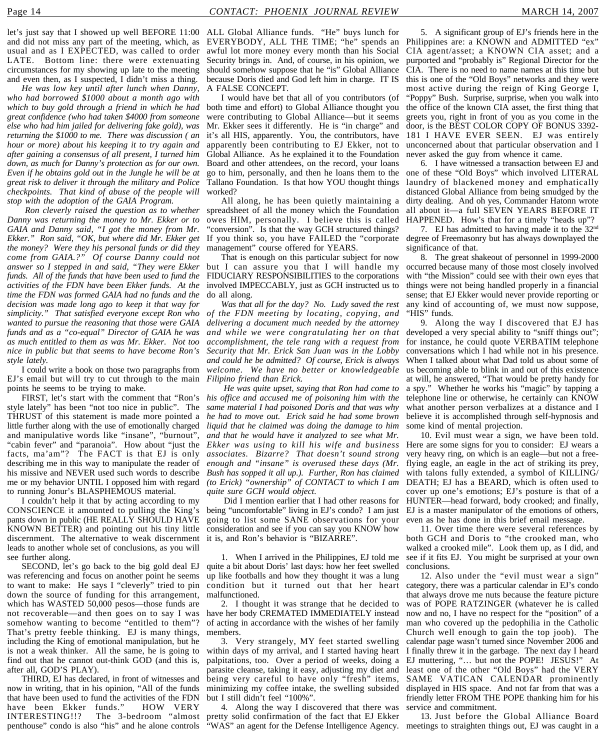let's just say that I showed up well BEFORE 11:00 and did not miss any part of the meeting, which, as usual and as I EXPECTED, was called to order LATE. Bottom line: there were extenuating circumstances for my showing up late to the meeting and even then, as I suspected, I didn't miss a thing.

*He was low key until after lunch when Danny, who had borrowed $1000 about a month ago with which to buy gold through a friend in which he had great confidence (who had taken $4000 from someone else who had him jailed for delivering fake gold), was returning the $1000 to me. There was discussion ( an hour or more) about his keeping it to try again and after gaining a consensus of all present, I turned him down, as much for Danny's protection as for our own. Even if he obtains gold out in the Jungle he will be at great risk to deliver it through the military and Police checkpoints. That kind of abuse of the people will stop with the adoption of the GAIA Program.*

*Ron cleverly raised the question as to whether Danny was returning the money to Mr. Ekker or to GAIA and Danny said, "I got the money from Mr. Ekker." Ron said, "OK, but where did Mr. Ekker get the money? Were they his personal funds or did they come from GAIA.?" Of course Danny could not answer so I stepped in and said, "They were Ekker funds. All of the funds that have been used to fund the activities of the FDN have been Ekker funds. At the time the FDN was formed GAIA had no funds and the decision was made long ago to keep it that way for simplicity." That satisfied everyone except Ron who wanted to pursue the reasoning that those were GAIA funds and as a "co-equal" Director of GAIA he was as much entitled to them as was Mr. Ekker. Not too nice in public but that seems to have become Ron's style lately.*

I could write a book on those two paragraphs from EJ's email but will try to cut through to the main points he seems to be trying to make.

FIRST, let's start with the comment that "Ron's style lately" has been "not too nice in public". The THRUST of this statement is made more pointed a little further along with the use of emotionally charged and manipulative words like "insane", "burnout", "cabin fever" and "paranoia". How about "just the facts, ma'am"? The FACT is that EJ is only describing me in this way to manipulate the reader of his missive and NEVER used such words to describe me or my behavior UNTIL I opposed him with regard to running Jonur's BLASPHEMOUS material.

I couldn't help it that by acting according to my CONSCIENCE it amounted to pulling the King's pants down in public (HE REALLY SHOULD HAVE KNOWN BETTER) and pointing out his tiny little discernment. The alternative to weak discernment leads to another whole set of conclusions, as you will see further along.

SECOND, let's go back to the big gold deal EJ was referencing and focus on another point he seems to want to make: He says I "cleverly" tried to pin down the source of funding for this arrangement, which has WASTED 50,000 pesos—those funds are not recoverable—and then goes on to say I was somehow wanting to become "entitled to them"? That's pretty feeble thinking. EJ is many things, including the King of emotional manipulation, but he is not a weak thinker. All the same, he is going to find out that he cannot out-think GOD (and this is, after all, GOD'S PLAY).

THIRD, EJ has declared, in front of witnesses and now in writing, that in his opinion, "All of the funds that have been used to fund the activities of the FDN have been Ekker funds." HOW VERY INTERESTING!!? The 3-bedroom "almost penthouse" condo is also "his" and he alone controls ALL Global Alliance funds. "He" buys lunch for EVERYBODY, ALL THE TIME; "he" spends an awful lot more money every month than his Social Security brings in. And, of course, in his opinion, we should somehow suppose that he "is" Global Alliance because Doris died and God left him in charge. IT IS A FALSE CONCEPT.

I would have bet that all of you contributors (of both time and effort) to Global Alliance thought you were contributing to Global Alliance—but it seems Mr. Ekker sees it differently. He is "in charge" and it's all HIS, apparently. You, the contributors, have apparently been contributing to EJ Ekker, not to Global Alliance. As he explained it to the Foundation Board and other attendees, on the record, your loans go to him, personally, and then he loans them to the Tallano Foundation. Is that how YOU thought things worked?

All along, he has been quietly maintaining a spreadsheet of all the money which the Foundation owes HIM, personally. I believe this is called "conversion". Is that the way GCH structured things? If you think so, you have FAILED the "corporate management" course offered for YEARS.

That is enough on this particular subject for now but I can assure you that I will handle my FIDUCIARY RESPONSIBILITIES to the corporations involved IMPECCABLY, just as GCH instructed us to do all along.

*Was that all for the day? No. Ludy saved the rest of the FDN meeting by locating, copying, and delivering a document much needed by the attorney and while we were congratulating her on that accomplishment, the tele rang with a request from Security that Mr. Erick San Juan was in the Lobby and could he be admitted? Of course, Erick is always welcome. We have no better or knowledgeable Filipino friend than Erick.*

*He was quite upset, saying that Ron had come to his office and accused me of poisoning him with the same material I had poisoned Doris and that was why he had to move out. Erick said he had some brown liquid that he claimed was doing the damage to him and that he would have it analyzed to see what Mr. Ekker was using to kill his wife and business associates. Bizarre? That doesn't sound strong enough and "insane" is overused these days (Mr. Bush has sopped it all up.). Further, Ron has claimed (to Erick) "ownership" of CONTACT to which I am quite sure GCH would object.*

Did I mention earlier that I had other reasons for being "uncomfortable" living in EJ's condo? I am just going to list some SANE observations for your consideration and see if you can say you KNOW how it is, and Ron's behavior is "BIZARRE".

1. When I arrived in the Philippines, EJ told me quite a bit about Doris' last days: how her feet swelled up like footballs and how they thought it was a lung condition but it turned out that her heart malfunctioned.

2. I thought it was strange that he decided to have her body CREMATED IMMEDIATELY instead of acting in accordance with the wishes of her family members.

3. Very strangely, MY feet started swelling within days of my arrival, and I started having heart palpitations, too. Over a period of weeks, doing a parasite cleanse, taking it easy, adjusting my diet and being very careful to have only "fresh" items, minimizing my coffee intake, the swelling subsided but I still didn't feel "100%".

4. Along the way I discovered that there was pretty solid confirmation of the fact that EJ Ekker "WAS" an agent for the Defense Intelligence Agency.

5. A significant group of EJ's friends here in the Philippines are: a KNOWN and ADMITTED "ex" CIA agent/asset; a KNOWN CIA asset; and a purported and "probably is" Regional Director for the CIA. There is no need to name names at this time but this is one of the "Old Boys" networks and they were most active during the reign of King George I, "Poppy" Bush. Surprise, surprise, when you walk into the office of the known CIA asset, the first thing that greets you, right in front of you as you come in the door, is the BEST COLOR COPY OF BONUS 3392-181 I HAVE EVER SEEN. EJ was entirely unconcerned about that particular observation and I never asked the guy from whence it came.

6. I have witnessed a transaction between EJ and one of these "Old Boys" which involved LITERAL laundry of blackened money and emphatically distanced Global Alliance from being smudged by the dirty dealing. And oh yes, Commander Hatonn wrote all about it—a full SEVEN YEARS BEFORE IT HAPPENED. How's that for a timely "heads up"?

7. EJ has admitted to having made it to the 32nd degree of Freemasonry but has always downplayed the significance of that.

8. The great shakeout of personnel in 1999-2000 occurred because many of those most closely involved with "the Mission" could see with their own eyes that things were not being handled properly in a financial sense; that EJ Ekker would never provide reporting or any kind of accounting of, we must now suppose, "HIS" funds.

9. Along the way I discovered that EJ has developed a very special ability to "sniff things out"; for instance, he could quote VERBATIM telephone conversations which I had while not in his presence. When I talked about what Dad told us about some of us becoming able to blink in and out of this existence at will, he answered, "That would be pretty handy for a spy." Whether he works his "magic" by tapping a telephone line or otherwise, he certainly can KNOW what another person verbalizes at a distance and I believe it is accomplished through self-hypnosis and some kind of mental projection.

10. Evil must wear a sign, we have been told. Here are some signs for you to consider: EJ wears a very heavy ring, on which is an eagle—but not a free-flying eagle, an eagle in the act of striking its prey, with talons fully extended, a symbol of KILLING/DEATH; EJ has a BEARD, which is often used to cover up one's emotions; EJ's posture is that of a HUNTER—head forward, body crooked; and finally, EJ is a master manipulator of the emotions of others, even as he has done in this brief email message.

11. Over time there were several references by both GCH and Doris to "the crooked man, who walked a crooked mile". Look them up, as I did, and see if it fits EJ. You might be surprised at your own conclusions.

12. Also under the "evil must wear a sign" category, there was a particular calendar in EJ's condo that always drove me nuts because the feature picture was of POPE RATZINGER (whatever he is called now and no, I have no respect for the "position" of a man who covered up the pedophilia in the Catholic Church well enough to gain the top joob). The calendar page wasn't turned since November 2006 and I finally threw it in the garbage. The next day I heard EJ muttering, "... but not the POPE! JESUS!" At least one of the other "Old Boys" had the VERY SAME VATICAN CALENDAR prominently displayed in HIS space. And not far from that was a friendly letter FROM THE POPE thanking him for his service and commitment.

13. Just before the Global Alliance Board meetings to straighten things out, EJ was caught in a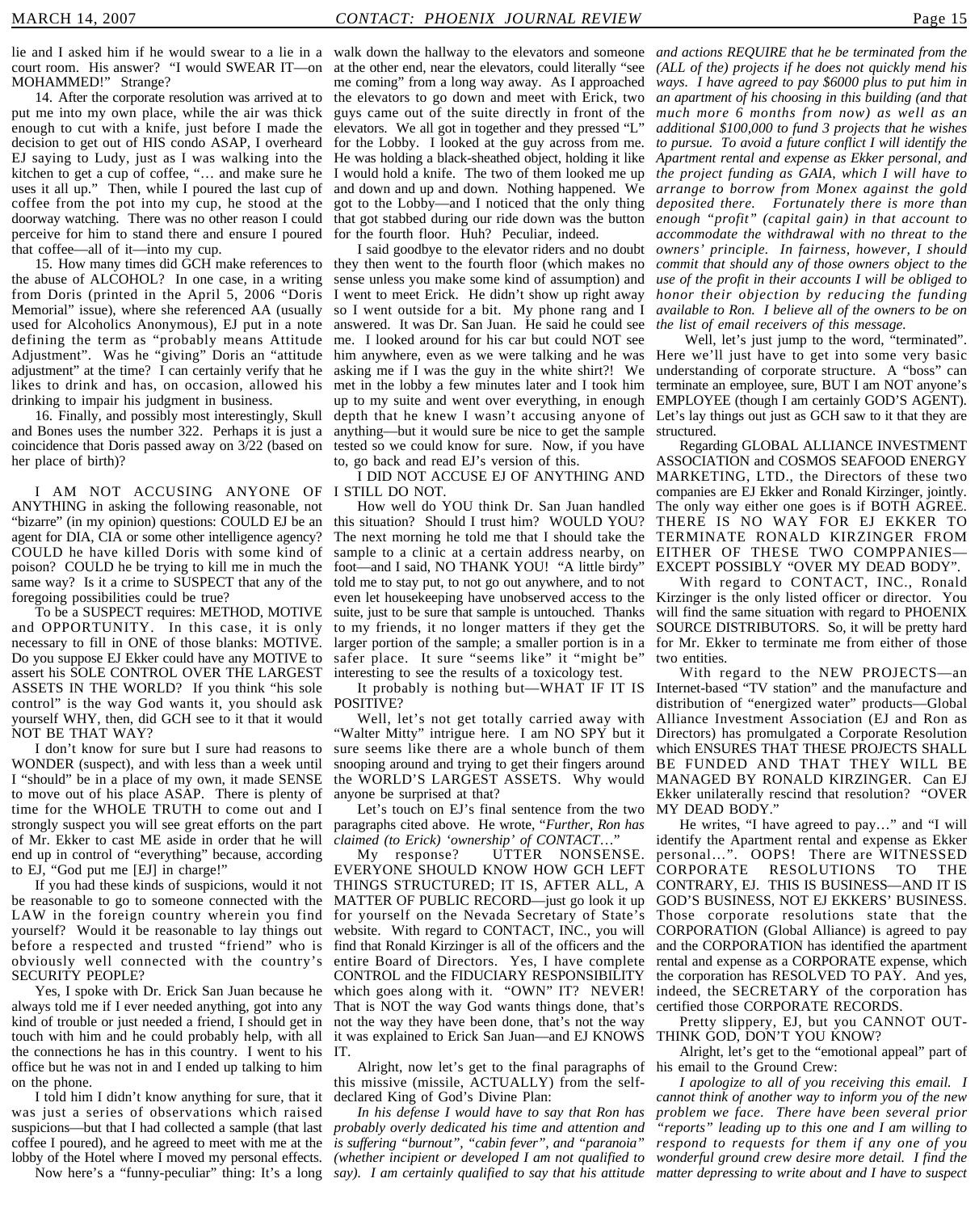lie and I asked him if he would swear to a lie in a court room. His answer? "I would SWEAR IT—on MOHAMMED!" Strange?

14. After the corporate resolution was arrived at to put me into my own place, while the air was thick enough to cut with a knife, just before I made the decision to get out of HIS condo ASAP, I overheard EJ saying to Ludy, just as I was walking into the kitchen to get a cup of coffee, "… and make sure he uses it all up." Then, while I poured the last cup of coffee from the pot into my cup, he stood at the doorway watching. There was no other reason I could perceive for him to stand there and ensure I poured that coffee—all of it—into my cup.

15. How many times did GCH make references to the abuse of ALCOHOL? In one case, in a writing from Doris (printed in the April 5, 2006 "Doris Memorial" issue), where she referenced AA (usually used for Alcoholics Anonymous), EJ put in a note defining the term as "probably means Attitude Adjustment". Was he "giving" Doris an "attitude adjustment" at the time? I can certainly verify that he likes to drink and has, on occasion, allowed his drinking to impair his judgment in business.

16. Finally, and possibly most interestingly, Skull and Bones uses the number 322. Perhaps it is just a coincidence that Doris passed away on 3/22 (based on her place of birth)?

I AM NOT ACCUSING ANYONE OF ANYTHING in asking the following reasonable, not "bizarre" (in my opinion) questions: COULD EJ be an agent for DIA, CIA or some other intelligence agency? COULD he have killed Doris with some kind of poison? COULD he be trying to kill me in much the same way? Is it a crime to SUSPECT that any of the foregoing possibilities could be true?

To be a SUSPECT requires: METHOD, MOTIVE and OPPORTUNITY. In this case, it is only necessary to fill in ONE of those blanks: MOTIVE. Do you suppose EJ Ekker could have any MOTIVE to assert his SOLE CONTROL OVER THE LARGEST ASSETS IN THE WORLD? If you think "his sole control" is the way God wants it, you should ask yourself WHY, then, did GCH see to it that it would NOT BE THAT WAY?

I don't know for sure but I sure had reasons to WONDER (suspect), and with less than a week until I "should" be in a place of my own, it made SENSE to move out of his place ASAP. There is plenty of time for the WHOLE TRUTH to come out and I strongly suspect you will see great efforts on the part of Mr. Ekker to cast ME aside in order that he will end up in control of "everything" because, according to EJ, "God put me [EJ] in charge!"

If you had these kinds of suspicions, would it not be reasonable to go to someone connected with the LAW in the foreign country wherein you find yourself? Would it be reasonable to lay things out before a respected and trusted "friend" who is obviously well connected with the country's SECURITY PEOPLE?

Yes, I spoke with Dr. Erick San Juan because he always told me if I ever needed anything, got into any kind of trouble or just needed a friend, I should get in touch with him and he could probably help, with all the connections he has in this country. I went to his office but he was not in and I ended up talking to him on the phone.

I told him I didn't know anything for sure, that it was just a series of observations which raised suspicions—but that I had collected a sample (that last coffee I poured), and he agreed to meet with me at the lobby of the Hotel where I moved my personal effects.

Now here's a "funny-peculiar" thing: It's a long walk down the hallway to the elevators and someone at the other end, near the elevators, could literally "see me coming" from a long way away. As I approached the elevators to go down and meet with Erick, two guys came out of the suite directly in front of the elevators. We all got in together and they pressed "L" for the Lobby. I looked at the guy across from me. He was holding a black-sheathed object, holding it like I would hold a knife. The two of them looked me up and down and up and down. Nothing happened. We got to the Lobby—and I noticed that the only thing that got stabbed during our ride down was the button for the fourth floor. Huh? Peculiar, indeed.

I said goodbye to the elevator riders and no doubt they then went to the fourth floor (which makes no sense unless you make some kind of assumption) and I went to meet Erick. He didn't show up right away so I went outside for a bit. My phone rang and I answered. It was Dr. San Juan. He said he could see me. I looked around for his car but could NOT see him anywhere, even as we were talking and he was asking me if I was the guy in the white shirt?! We met in the lobby a few minutes later and I took him up to my suite and went over everything, in enough depth that he knew I wasn't accusing anyone of anything—but it would sure be nice to get the sample tested so we could know for sure. Now, if you have to, go back and read EJ's version of this.

I DID NOT ACCUSE EJ OF ANYTHING AND I STILL DO NOT.

How well do YOU think Dr. San Juan handled this situation? Should I trust him? WOULD YOU? The next morning he told me that I should take the sample to a clinic at a certain address nearby, on foot—and I said, NO THANK YOU! "A little birdy" told me to stay put, to not go out anywhere, and to not even let housekeeping have unobserved access to the suite, just to be sure that sample is untouched. Thanks to my friends, it no longer matters if they get the larger portion of the sample; a smaller portion is in a safer place. It sure "seems like" it "might be" interesting to see the results of a toxicology test.

It probably is nothing but—WHAT IF IT IS POSITIVE?

Well, let's not get totally carried away with "Walter Mitty" intrigue here. I am NO SPY but it sure seems like there are a whole bunch of them snooping around and trying to get their fingers around the WORLD'S LARGEST ASSETS. Why would anyone be surprised at that?

Let's touch on EJ's final sentence from the two paragraphs cited above. He wrote, "*Further, Ron has claimed (to Erick) 'ownership' of CONTACT…*"

My response? UTTER NONSENSE. EVERYONE SHOULD KNOW HOW GCH LEFT THINGS STRUCTURED; IT IS, AFTER ALL, A MATTER OF PUBLIC RECORD—just go look it up for yourself on the Nevada Secretary of State's website. With regard to CONTACT, INC., you will find that Ronald Kirzinger is all of the officers and the entire Board of Directors. Yes, I have complete CONTROL and the FIDUCIARY RESPONSIBILITY which goes along with it. "OWN" IT? NEVER! That is NOT the way God wants things done, that's not the way they have been done, that's not the way it was explained to Erick San Juan—and EJ KNOWS IT.

Alright, now let's get to the final paragraphs of this missive (missile, ACTUALLY) from the self-declared King of God's Divine Plan:

*In his defense I would have to say that Ron has probably overly dedicated his time and attention and is suffering "burnout", "cabin fever", and "paranoia" (whether incipient or developed I am not qualified to say). I am certainly qualified to say that his attitude and actions REQUIRE that he be terminated from the (ALL of the) projects if he does not quickly mend his ways. I have agreed to pay $6000 plus to put him in an apartment of his choosing in this building (and that much more 6 months from now) as well as an additional $100,000 to fund 3 projects that he wishes to pursue. To avoid a future conflict I will identify the Apartment rental and expense as Ekker personal, and the project funding as GAIA, which I will have to arrange to borrow from Monex against the gold deposited there. Fortunately there is more than enough "profit" (capital gain) in that account to accommodate the withdrawal with no threat to the owners' principle. In fairness, however, I should commit that should any of those owners object to the use of the profit in their accounts I will be obliged to honor their objection by reducing the funding available to Ron. I believe all of the owners to be on the list of email receivers of this message.*

Well, let's just jump to the word, "terminated". Here we'll just have to get into some very basic understanding of corporate structure. A "boss" can terminate an employee, sure, BUT I AM NOT anyone's EMPLOYEE (though I am certainly GOD'S AGENT). Let's lay things out just as GCH saw to it that they are structured.

Regarding GLOBAL ALLIANCE INVESTMENT ASSOCIATION and COSMOS SEAFOOD ENERGY MARKETING, LTD., the Directors of these two companies are EJ Ekker and Ronald Kirzinger, jointly. The only way either one goes is if BOTH AGREE. THERE IS NO WAY FOR EJ EKKER TO TERMINATE RONALD KIRZINGER FROM EITHER OF THESE TWO COMPPANIES—EXCEPT POSSIBLY "OVER MY DEAD BODY".

With regard to CONTACT, INC., Ronald Kirzinger is the only listed officer or director. You will find the same situation with regard to PHOENIX SOURCE DISTRIBUTORS. So, it will be pretty hard for Mr. Ekker to terminate me from either of those two entities.

With regard to the NEW PROJECTS—an Internet-based "TV station" and the manufacture and distribution of "energized water" products—Global Alliance Investment Association (EJ and Ron as Directors) has promulgated a Corporate Resolution which ENSURES THAT THESE PROJECTS SHALL BE FUNDED AND THAT THEY WILL BE MANAGED BY RONALD KIRZINGER. Can EJ Ekker unilaterally rescind that resolution? "OVER MY DEAD BODY."

He writes, "I have agreed to pay…" and "I will identify the Apartment rental and expense as Ekker personal…". OOPS! There are WITNESSED CORPORATE RESOLUTIONS TO THE CONTRARY, EJ. THIS IS BUSINESS—AND IT IS GOD'S BUSINESS, NOT EJ EKKERS' BUSINESS. Those corporate resolutions state that the CORPORATION (Global Alliance) is agreed to pay and the CORPORATION has identified the apartment rental and expense as a CORPORATE expense, which the corporation has RESOLVED TO PAY. And yes, indeed, the SECRETARY of the corporation has certified those CORPORATE RECORDS.

Pretty slippery, EJ, but you CANNOT OUT-THINK GOD, DON'T YOU KNOW?

Alright, let's get to the "emotional appeal" part of his email to the Ground Crew:

*I apologize to all of you receiving this email. I cannot think of another way to inform you of the new problem we face. There have been several prior "reports" leading up to this one and I am willing to respond to requests for them if any one of you wonderful ground crew desire more detail. I find the matter depressing to write about and I have to suspect*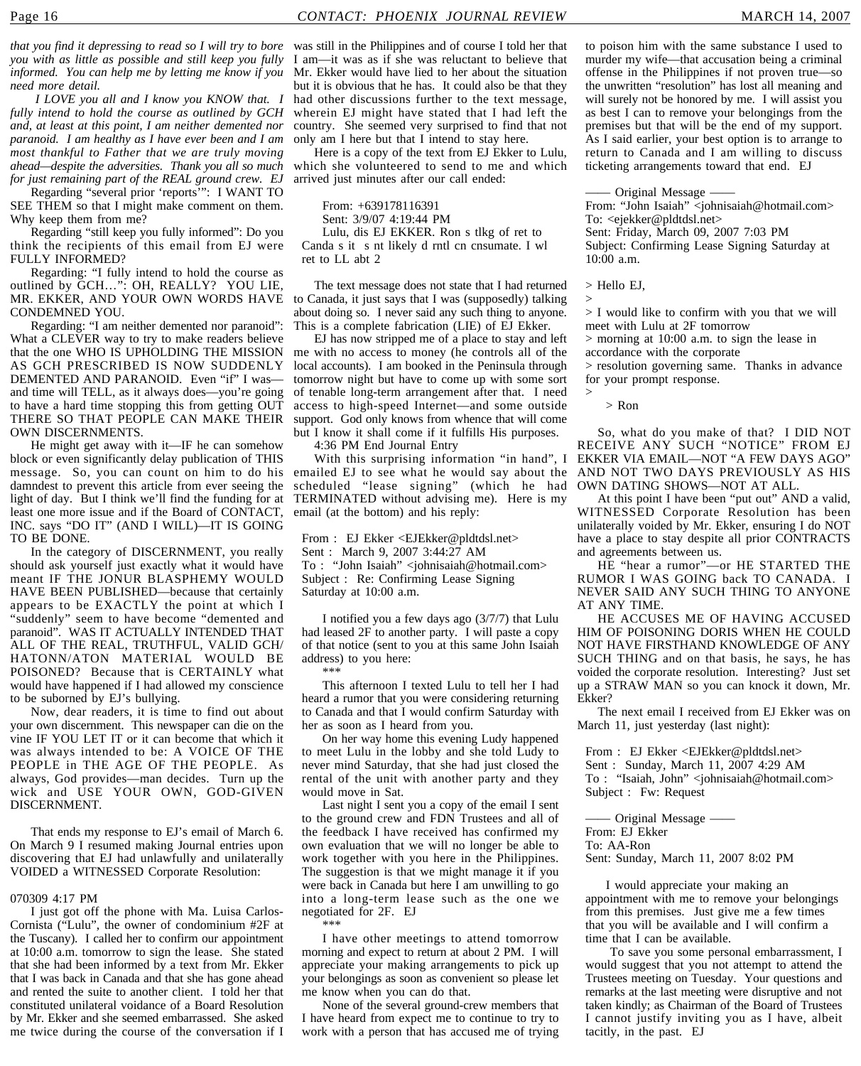*that you find it depressing to read so I will try to bore you with as little as possible and still keep you fully informed. You can help me by letting me know if you need more detail.*

*I LOVE you all and I know you KNOW that. I fully intend to hold the course as outlined by GCH and, at least at this point, I am neither demented nor paranoid. I am healthy as I have ever been and I am most thankful to Father that we are truly moving ahead—despite the adversities. Thank you all so much for just remaining part of the REAL ground crew. EJ*

Regarding "several prior 'reports'": I WANT TO SEE THEM so that I might make comment on them. Why keep them from me?

Regarding "still keep you fully informed": Do you think the recipients of this email from EJ were FULLY INFORMED?

Regarding: "I fully intend to hold the course as outlined by GCH…": OH, REALLY? YOU LIE, MR. EKKER, AND YOUR OWN WORDS HAVE CONDEMNED YOU.

Regarding: "I am neither demented nor paranoid": What a CLEVER way to try to make readers believe that the one WHO IS UPHOLDING THE MISSION AS GCH PRESCRIBED IS NOW SUDDENLY DEMENTED AND PARANOID. Even "if" I was—and time will TELL, as it always does—you're going to have a hard time stopping this from getting OUT THERE SO THAT PEOPLE CAN MAKE THEIR OWN DISCERNMENTS.

He might get away with it—IF he can somehow block or even significantly delay publication of THIS message. So, you can count on him to do his damndest to prevent this article from ever seeing the light of day. But I think we'll find the funding for at least one more issue and if the Board of CONTACT, INC. says "DO IT" (AND I WILL)—IT IS GOING TO BE DONE.

In the category of DISCERNMENT, you really should ask yourself just exactly what it would have meant IF THE JONUR BLASPHEMY WOULD HAVE BEEN PUBLISHED—because that certainly appears to be EXACTLY the point at which I "suddenly" seem to have become "demented and paranoid". WAS IT ACTUALLY INTENDED THAT ALL OF THE REAL, TRUTHFUL, VALID GCH/HATONN/ATON MATERIAL WOULD BE POISONED? Because that is CERTAINLY what would have happened if I had allowed my conscience to be suborned by EJ's bullying.

Now, dear readers, it is time to find out about your own discernment. This newspaper can die on the vine IF YOU LET IT or it can become that which it was always intended to be: A VOICE OF THE PEOPLE in THE AGE OF THE PEOPLE. As always, God provides—man decides. Turn up the wick and USE YOUR OWN, GOD-GIVEN DISCERNMENT.

That ends my response to EJ's email of March 6. On March 9 I resumed making Journal entries upon discovering that EJ had unlawfully and unilaterally VOIDED a WITNESSED Corporate Resolution:

070309 4:17 PM

I just got off the phone with Ma. Luisa Carlos-Cornista ("Lulu", the owner of condominium #2F at the Tuscany). I called her to confirm our appointment at 10:00 a.m. tomorrow to sign the lease. She stated that she had been informed by a text from Mr. Ekker that I was back in Canada and that she has gone ahead and rented the suite to another client. I told her that constituted unilateral voidance of a Board Resolution by Mr. Ekker and she seemed embarrassed. She asked me twice during the course of the conversation if I was still in the Philippines and of course I told her that I am—it was as if she was reluctant to believe that Mr. Ekker would have lied to her about the situation but it is obvious that he has. It could also be that they had other discussions further to the text message, wherein EJ might have stated that I had left the country. She seemed very surprised to find that not only am I here but that I intend to stay here.

Here is a copy of the text from EJ Ekker to Lulu, which she volunteered to send to me and which arrived just minutes after our call ended:

> From: +639178116391
> Sent: 3/9/07 4:19:44 PM
> Lulu, dis EJ EKKER. Ron s tlkg of ret to Canda s it s nt likely d rntl cn cnsumate. I wl ret to LL abt 2

The text message does not state that I had returned to Canada, it just says that I was (supposedly) talking about doing so. I never said any such thing to anyone. This is a complete fabrication (LIE) of EJ Ekker.

EJ has now stripped me of a place to stay and left me with no access to money (he controls all of the local accounts). I am booked in the Peninsula through tomorrow night but have to come up with some sort of tenable long-term arrangement after that. I need access to high-speed Internet—and some outside support. God only knows from whence that will come but I know it shall come if it fulfills His purposes.

4:36 PM End Journal Entry

With this surprising information "in hand", I emailed EJ to see what he would say about the scheduled "lease signing" (which he had TERMINATED without advising me). Here is my email (at the bottom) and his reply:

> From : EJ Ekker <EJEkker@pldtdsl.net>
> Sent : March 9, 2007 3:44:27 AM
> To : "John Isaiah" <johnisaiah@hotmail.com>
> Subject : Re: Confirming Lease Signing Saturday at 10:00 a.m.
>
> I notified you a few days ago (3/7/7) that Lulu had leased 2F to another party. I will paste a copy of that notice (sent to you at this same John Isaiah address) to you here:
>
> \*\*\*
>
> This afternoon I texted Lulu to tell her I had heard a rumor that you were considering returning to Canada and that I would confirm Saturday with her as soon as I heard from you.
>
> On her way home this evening Ludy happened to meet Lulu in the lobby and she told Ludy to never mind Saturday, that she had just closed the rental of the unit with another party and they would move in Sat.
>
> Last night I sent you a copy of the email I sent to the ground crew and FDN Trustees and all of the feedback I have received has confirmed my own evaluation that we will no longer be able to work together with you here in the Philippines. The suggestion is that we might manage it if you were back in Canada but here I am unwilling to go into a long-term lease such as the one we negotiated for 2F. EJ
>
> \*\*\*
>
> I have other meetings to attend tomorrow morning and expect to return at about 2 PM. I will appreciate your making arrangements to pick up your belongings as soon as convenient so please let me know when you can do that.
>
> None of the several ground-crew members that I have heard from expect me to continue to try to work with a person that has accused me of trying to poison him with the same substance I used to murder my wife—that accusation being a criminal offense in the Philippines if not proven true—so the unwritten "resolution" has lost all meaning and will surely not be honored by me. I will assist you as best I can to remove your belongings from the premises but that will be the end of my support. As I said earlier, your best option is to arrange to return to Canada and I am willing to discuss ticketing arrangements toward that end. EJ
>
> —— Original Message ——
> From: "John Isaiah" <johnisaiah@hotmail.com>
> To: <ejekker@pldtdsl.net>
> Sent: Friday, March 09, 2007 7:03 PM
> Subject: Confirming Lease Signing Saturday at 10:00 a.m.
>
> \> Hello EJ,
> \>
> \> I would like to confirm with you that we will meet with Lulu at 2F tomorrow
> \> morning at 10:00 a.m. to sign the lease in accordance with the corporate
> \> resolution governing same. Thanks in advance for your prompt response.
> \>
> \> Ron

So, what do you make of that? I DID NOT RECEIVE ANY SUCH "NOTICE" FROM EJ EKKER VIA EMAIL—NOT "A FEW DAYS AGO" AND NOT TWO DAYS PREVIOUSLY AS HIS OWN DATING SHOWS—NOT AT ALL.

At this point I have been "put out" AND a valid, WITNESSED Corporate Resolution has been unilaterally voided by Mr. Ekker, ensuring I do NOT have a place to stay despite all prior CONTRACTS and agreements between us.

HE "hear a rumor"—or HE STARTED THE RUMOR I WAS GOING back TO CANADA. I NEVER SAID ANY SUCH THING TO ANYONE AT ANY TIME.

HE ACCUSES ME OF HAVING ACCUSED HIM OF POISONING DORIS WHEN HE COULD NOT HAVE FIRSTHAND KNOWLEDGE OF ANY SUCH THING and on that basis, he says, he has voided the corporate resolution. Interesting? Just set up a STRAW MAN so you can knock it down, Mr. Ekker?

The next email I received from EJ Ekker was on March 11, just yesterday (last night):

> From : EJ Ekker <EJEkker@pldtdsl.net>
> Sent : Sunday, March 11, 2007 4:29 AM
> To : "Isaiah, John" <johnisaiah@hotmail.com>
> Subject : Fw: Request
>
> —— Original Message ——
> From: EJ Ekker
> To: AA-Ron
> Sent: Sunday, March 11, 2007 8:02 PM
>
> I would appreciate your making an appointment with me to remove your belongings from this premises. Just give me a few times that you will be available and I will confirm a time that I can be available.
>
> To save you some personal embarrassment, I would suggest that you not attempt to attend the Trustees meeting on Tuesday. Your questions and remarks at the last meeting were disruptive and not taken kindly; as Chairman of the Board of Trustees I cannot justify inviting you as I have, albeit tacitly, in the past. EJ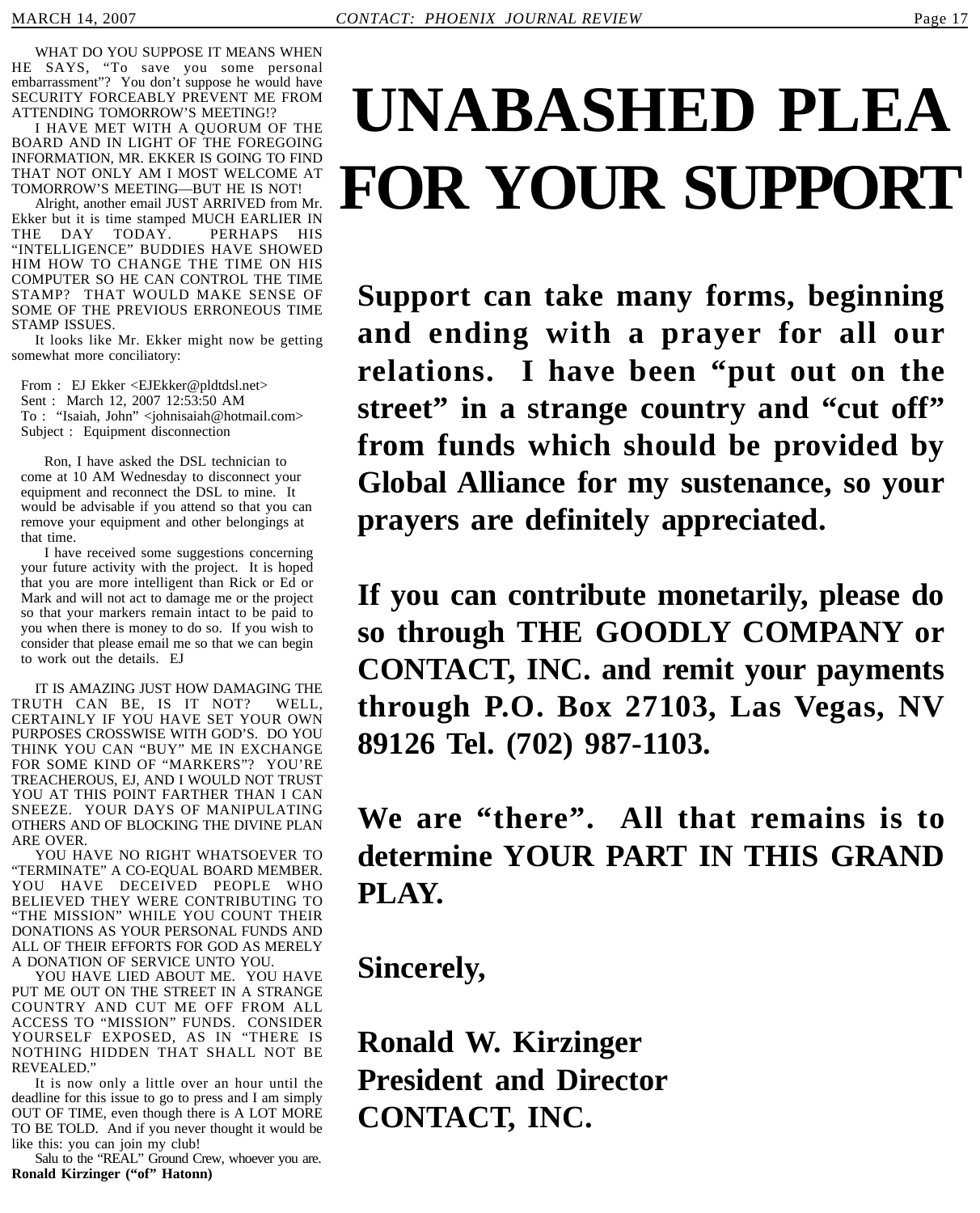WHAT DO YOU SUPPOSE IT MEANS WHEN HE SAYS, "To save you some personal embarrassment"? You don't suppose he would have SECURITY FORCEABLY PREVENT ME FROM ATTENDING TOMORROW'S MEETING!?

I HAVE MET WITH A QUORUM OF THE BOARD AND IN LIGHT OF THE FOREGOING INFORMATION, MR. EKKER IS GOING TO FIND THAT NOT ONLY AM I MOST WELCOME AT TOMORROW'S MEETING—BUT HE IS NOT!

Alright, another email JUST ARRIVED from Mr. Ekker but it is time stamped MUCH EARLIER IN THE DAY TODAY. PERHAPS HIS "INTELLIGENCE" BUDDIES HAVE SHOWED HIM HOW TO CHANGE THE TIME ON HIS COMPUTER SO HE CAN CONTROL THE TIME STAMP? THAT WOULD MAKE SENSE OF SOME OF THE PREVIOUS ERRONEOUS TIME STAMP ISSUES.

It looks like Mr. Ekker might now be getting somewhat more conciliatory:

From : EJ Ekker <EJEkker@pldtdsl.net>
Sent : March 12, 2007 12:53:50 AM
To : "Isaiah, John" <johnisaiah@hotmail.com>
Subject : Equipment disconnection

> Ron, I have asked the DSL technician to come at 10 AM Wednesday to disconnect your equipment and reconnect the DSL to mine. It would be advisable if you attend so that you can remove your equipment and other belongings at that time.
>
> I have received some suggestions concerning your future activity with the project. It is hoped that you are more intelligent than Rick or Ed or Mark and will not act to damage me or the project so that your markers remain intact to be paid to you when there is money to do so. If you wish to consider that please email me so that we can begin to work out the details. EJ

IT IS AMAZING JUST HOW DAMAGING THE TRUTH CAN BE, IS IT NOT? WELL, CERTAINLY IF YOU HAVE SET YOUR OWN PURPOSES CROSSWISE WITH GOD'S. DO YOU THINK YOU CAN "BUY" ME IN EXCHANGE FOR SOME KIND OF "MARKERS"? YOU'RE TREACHEROUS, EJ, AND I WOULD NOT TRUST YOU AT THIS POINT FARTHER THAN I CAN SNEEZE. YOUR DAYS OF MANIPULATING OTHERS AND OF BLOCKING THE DIVINE PLAN ARE OVER.

YOU HAVE NO RIGHT WHATSOEVER TO "TERMINATE" A CO-EQUAL BOARD MEMBER. YOU HAVE DECEIVED PEOPLE WHO BELIEVED THEY WERE CONTRIBUTING TO "THE MISSION" WHILE YOU COUNT THEIR DONATIONS AS YOUR PERSONAL FUNDS AND ALL OF THEIR EFFORTS FOR GOD AS MERELY A DONATION OF SERVICE UNTO YOU.

YOU HAVE LIED ABOUT ME. YOU HAVE PUT ME OUT ON THE STREET IN A STRANGE COUNTRY AND CUT ME OFF FROM ALL ACCESS TO "MISSION" FUNDS. CONSIDER YOURSELF EXPOSED, AS IN "THERE IS NOTHING HIDDEN THAT SHALL NOT BE REVEALED."

It is now only a little over an hour until the deadline for this issue to go to press and I am simply OUT OF TIME, even though there is A LOT MORE TO BE TOLD. And if you never thought it would be like this: you can join my club!

Salu to the "REAL" Ground Crew, whoever you are.
**Ronald Kirzinger ("of" Hatonn)**

# UNABASHED PLEA FOR YOUR SUPPORT

**Support can take many forms, beginning and ending with a prayer for all our relations. I have been "put out on the street" in a strange country and "cut off" from funds which should be provided by Global Alliance for my sustenance, so your prayers are definitely appreciated.**

**If you can contribute monetarily, please do so through THE GOODLY COMPANY or CONTACT, INC. and remit your payments through P.O. Box 27103, Las Vegas, NV 89126 Tel. (702) 987-1103.**

**We are "there". All that remains is to determine YOUR PART IN THIS GRAND PLAY.**

**Sincerely,**

**Ronald W. Kirzinger**
**President and Director**
**CONTACT, INC.**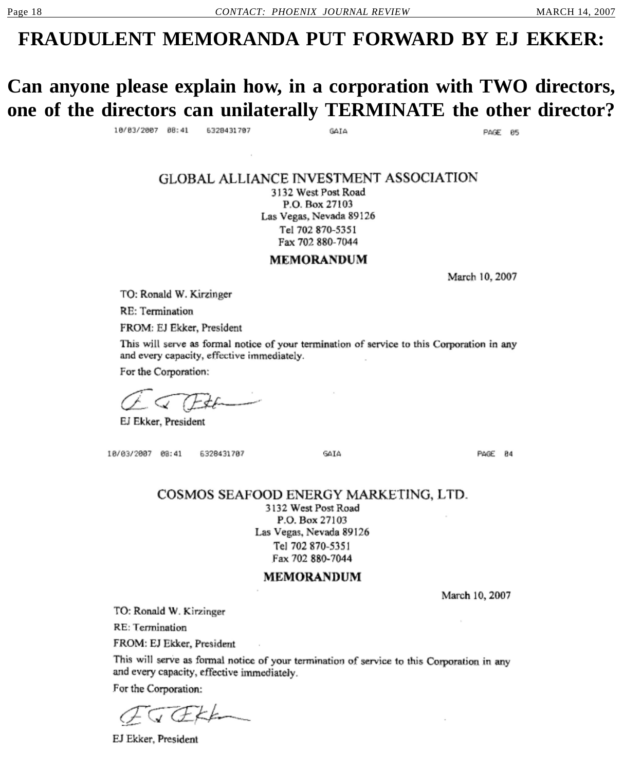# FRAUDULENT MEMORANDA PUT FORWARD BY EJ EKKER:

## Can anyone please explain how, in a corporation with TWO directors, one of the directors can unilaterally TERMINATE the other director?

10/03/2007 08:41 6328431707 GAIA PAGE 05

GLOBAL ALLIANCE INVESTMENT ASSOCIATION
3132 West Post Road
P.O. Box 27103
Las Vegas, Nevada 89126
Tel 702 870-5351
Fax 702 880-7044

**MEMORANDUM**

March 10, 2007

TO: Ronald W. Kirzinger

RE: Termination

FROM: EJ Ekker, President

This will serve as formal notice of your termination of service to this Corporation in any and every capacity, effective immediately.

For the Corporation:

EJ Ekker, President

10/03/2007 08:41 6328431707 GAIA PAGE 04

COSMOS SEAFOOD ENERGY MARKETING, LTD.
3132 West Post Road
P.O. Box 27103
Las Vegas, Nevada 89126
Tel 702 870-5351
Fax 702 880-7044

**MEMORANDUM**

March 10, 2007

TO: Ronald W. Kirzinger

RE: Termination

FROM: EJ Ekker, President

This will serve as formal notice of your termination of service to this Corporation in any and every capacity, effective immediately.

For the Corporation:

EJ Ekker, President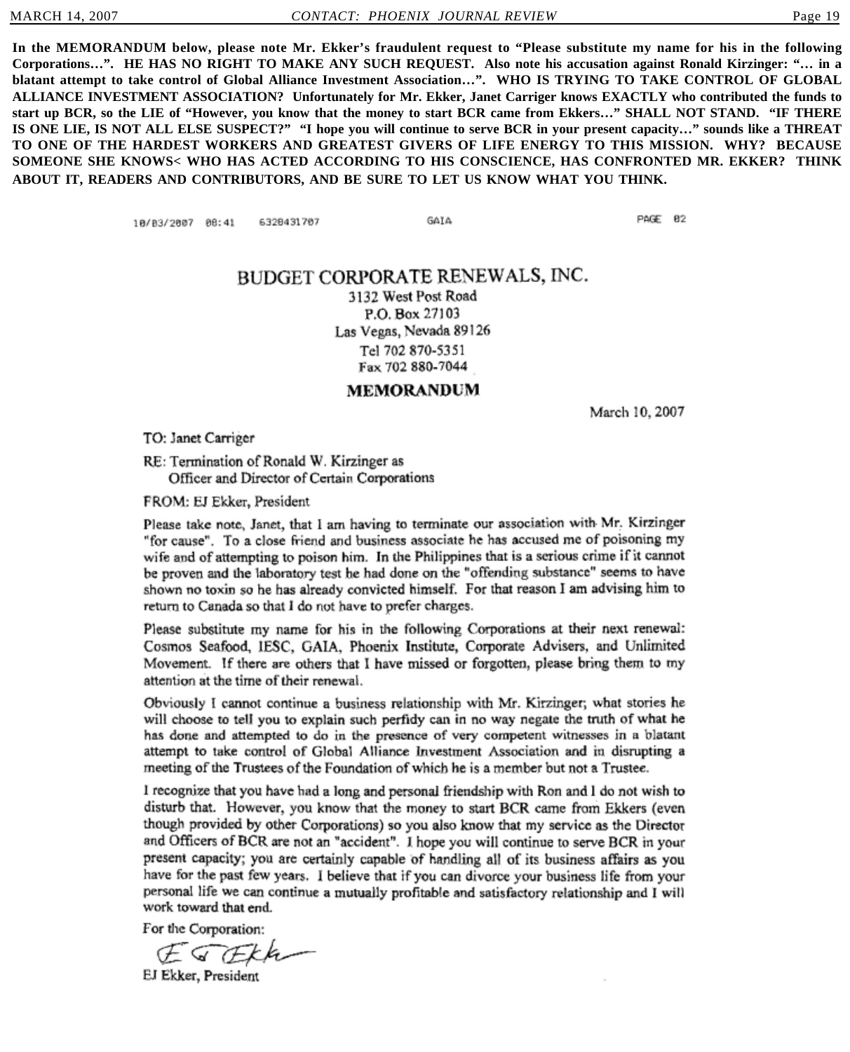**In the MEMORANDUM below, please note Mr. Ekker's fraudulent request to "Please substitute my name for his in the following Corporations…". HE HAS NO RIGHT TO MAKE ANY SUCH REQUEST. Also note his accusation against Ronald Kirzinger: "… in a blatant attempt to take control of Global Alliance Investment Association…". WHO IS TRYING TO TAKE CONTROL OF GLOBAL ALLIANCE INVESTMENT ASSOCIATION? Unfortunately for Mr. Ekker, Janet Carriger knows EXACTLY who contributed the funds to start up BCR, so the LIE of "However, you know that the money to start BCR came from Ekkers…" SHALL NOT STAND. "IF THERE IS ONE LIE, IS NOT ALL ELSE SUSPECT?" "I hope you will continue to serve BCR in your present capacity…" sounds like a THREAT TO ONE OF THE HARDEST WORKERS AND GREATEST GIVERS OF LIFE ENERGY TO THIS MISSION. WHY? BECAUSE SOMEONE SHE KNOWS< WHO HAS ACTED ACCORDING TO HIS CONSCIENCE, HAS CONFRONTED MR. EKKER? THINK ABOUT IT, READERS AND CONTRIBUTORS, AND BE SURE TO LET US KNOW WHAT YOU THINK.**

10/03/2007 08:41 6328431707 GAIA PAGE 02

# BUDGET CORPORATE RENEWALS, INC.

3132 West Post Road
P.O. Box 27103
Las Vegas, Nevada 89126
Tel 702 870-5351
Fax 702 880-7044

## MEMORANDUM

March 10, 2007

TO: Janet Carriger

RE: Termination of Ronald W. Kirzinger as Officer and Director of Certain Corporations

FROM: EJ Ekker, President

Please take note, Janet, that I am having to terminate our association with Mr. Kirzinger "for cause". To a close friend and business associate he has accused me of poisoning my wife and of attempting to poison him. In the Philippines that is a serious crime if it cannot be proven and the laboratory test he had done on the "offending substance" seems to have shown no toxin so he has already convicted himself. For that reason I am advising him to return to Canada so that I do not have to prefer charges.

Please substitute my name for his in the following Corporations at their next renewal: Cosmos Seafood, IESC, GAIA, Phoenix Institute, Corporate Advisers, and Unlimited Movement. If there are others that I have missed or forgotten, please bring them to my attention at the time of their renewal.

Obviously I cannot continue a business relationship with Mr. Kirzinger; what stories he will choose to tell you to explain such perfidy can in no way negate the truth of what he has done and attempted to do in the presence of very competent witnesses in a blatant attempt to take control of Global Alliance Investment Association and in disrupting a meeting of the Trustees of the Foundation of which he is a member but not a Trustee.

I recognize that you have had a long and personal friendship with Ron and I do not wish to disturb that. However, you know that the money to start BCR came from Ekkers (even though provided by other Corporations) so you also know that my service as the Director and Officers of BCR are not an "accident". I hope you will continue to serve BCR in your present capacity; you are certainly capable of handling all of its business affairs as you have for the past few years. I believe that if you can divorce your business life from your personal life we can continue a mutually profitable and satisfactory relationship and I will work toward that end.

For the Corporation:

EJ Ekker, President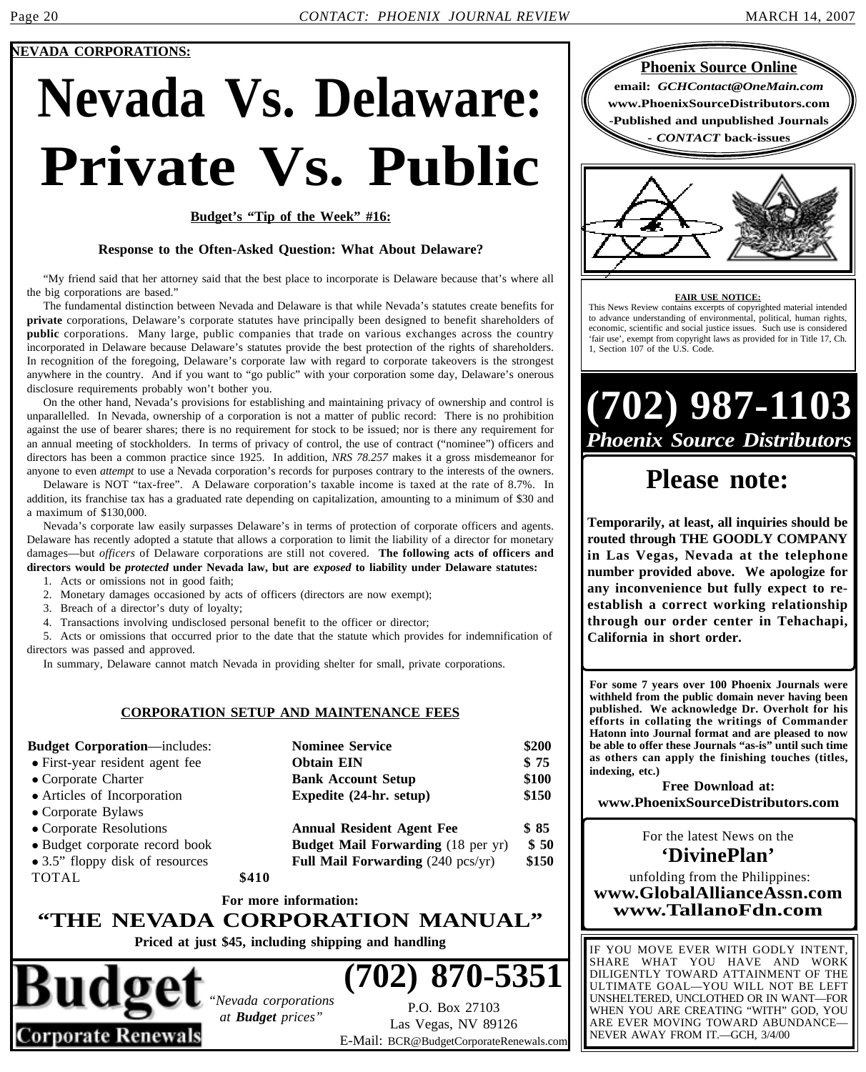**NEVADA CORPORATIONS:**

# Nevada Vs. Delaware: Private Vs. Public

**Budget's "Tip of the Week" #16:**

**Response to the Often-Asked Question: What About Delaware?**

"My friend said that her attorney said that the best place to incorporate is Delaware because that's where all the big corporations are based."

The fundamental distinction between Nevada and Delaware is that while Nevada's statutes create benefits for **private** corporations, Delaware's corporate statutes have principally been designed to benefit shareholders of **public** corporations. Many large, public companies that trade on various exchanges across the country incorporated in Delaware because Delaware's statutes provide the best protection of the rights of shareholders. In recognition of the foregoing, Delaware's corporate law with regard to corporate takeovers is the strongest anywhere in the country. And if you want to "go public" with your corporation some day, Delaware's onerous disclosure requirements probably won't bother you.

On the other hand, Nevada's provisions for establishing and maintaining privacy of ownership and control is unparallelled. In Nevada, ownership of a corporation is not a matter of public record: There is no prohibition against the use of bearer shares; there is no requirement for stock to be issued; nor is there any requirement for an annual meeting of stockholders. In terms of privacy of control, the use of contract ("nominee") officers and directors has been a common practice since 1925. In addition, *NRS 78.257* makes it a gross misdemeanor for anyone to even *attempt* to use a Nevada corporation's records for purposes contrary to the interests of the owners.

Delaware is NOT "tax-free". A Delaware corporation's taxable income is taxed at the rate of 8.7%. In addition, its franchise tax has a graduated rate depending on capitalization, amounting to a minimum of $30 and a maximum of $130,000.

Nevada's corporate law easily surpasses Delaware's in terms of protection of corporate officers and agents. Delaware has recently adopted a statute that allows a corporation to limit the liability of a director for monetary damages—but *officers* of Delaware corporations are still not covered. **The following acts of officers and directors would be *protected* under Nevada law, but are *exposed* to liability under Delaware statutes:**

1. Acts or omissions not in good faith;
2. Monetary damages occasioned by acts of officers (directors are now exempt);
3. Breach of a director's duty of loyalty;
4. Transactions involving undisclosed personal benefit to the officer or director;
5. Acts or omissions that occurred prior to the date that the statute which provides for indemnification of directors was passed and approved.

In summary, Delaware cannot match Nevada in providing shelter for small, private corporations.

**CORPORATION SETUP AND MAINTENANCE FEES**

**Budget Corporation**—includes:
- First-year resident agent fee
- Corporate Charter
- Articles of Incorporation
- Corporate Bylaws
- Corporate Resolutions
- Budget corporate record book
- 3.5" floppy disk of resources

TOTAL $410

| | |
|---|---|
| **Nominee Service** | **$200** |
| **Obtain EIN** | **$ 75** |
| **Bank Account Setup** | **$100** |
| **Expedite (24-hr. setup)** | **$150** |
| **Annual Resident Agent Fee** | **$ 85** |
| **Budget Mail Forwarding** (18 per yr) | **$ 50** |
| **Full Mail Forwarding** (240 pcs/yr) | **$150** |

**For more information:**

**"THE NEVADA CORPORATION MANUAL"**

**Priced at just $45, including shipping and handling**

**Budget Corporate Renewals**

*"Nevada corporations at **Budget** prices"*

**(702) 870-5351**

P.O. Box 27103
Las Vegas, NV 89126
E-Mail: BCR@BudgetCorporateRenewals.com

---

**Phoenix Source Online**

**email: *GCHContact@OneMain.com***
**www.PhoenixSourceDistributors.com**
**-Published and unpublished Journals**
**- *CONTACT* back-issues**

**FAIR USE NOTICE:**
This News Review contains excerpts of copyrighted material intended to advance understanding of environmental, political, human rights, economic, scientific and social justice issues. Such use is considered 'fair use', exempt from copyright laws as provided for in Title 17, Ch. 1, Section 107 of the U.S. Code.

**(702) 987-1103**
***Phoenix Source Distributors***

## Please note:

**Temporarily, at least, all inquiries should be routed through THE GOODLY COMPANY in Las Vegas, Nevada at the telephone number provided above. We apologize for any inconvenience but fully expect to re-establish a correct working relationship through our order center in Tehachapi, California in short order.**

**For some 7 years over 100 Phoenix Journals were withheld from the public domain never having been published. We acknowledge Dr. Overholt for his efforts in collating the writings of Commander Hatonn into Journal format and are pleased to now be able to offer these Journals "as-is" until such time as others can apply the finishing touches (titles, indexing, etc.)**

**Free Download at:**
**www.PhoenixSourceDistributors.com**

For the latest News on the
**'DivinePlan'**
unfolding from the Philippines:
**www.GlobalAllianceAssn.com**
**www.TallanoFdn.com**

IF YOU MOVE EVER WITH GODLY INTENT, SHARE WHAT YOU HAVE AND WORK DILIGENTLY TOWARD ATTAINMENT OF THE ULTIMATE GOAL—YOU WILL NOT BE LEFT UNSHELTERED, UNCLOTHED OR IN WANT—FOR WHEN YOU ARE CREATING "WITH" GOD, YOU ARE EVER MOVING TOWARD ABUNDANCE—NEVER AWAY FROM IT.—GCH, 3/4/00